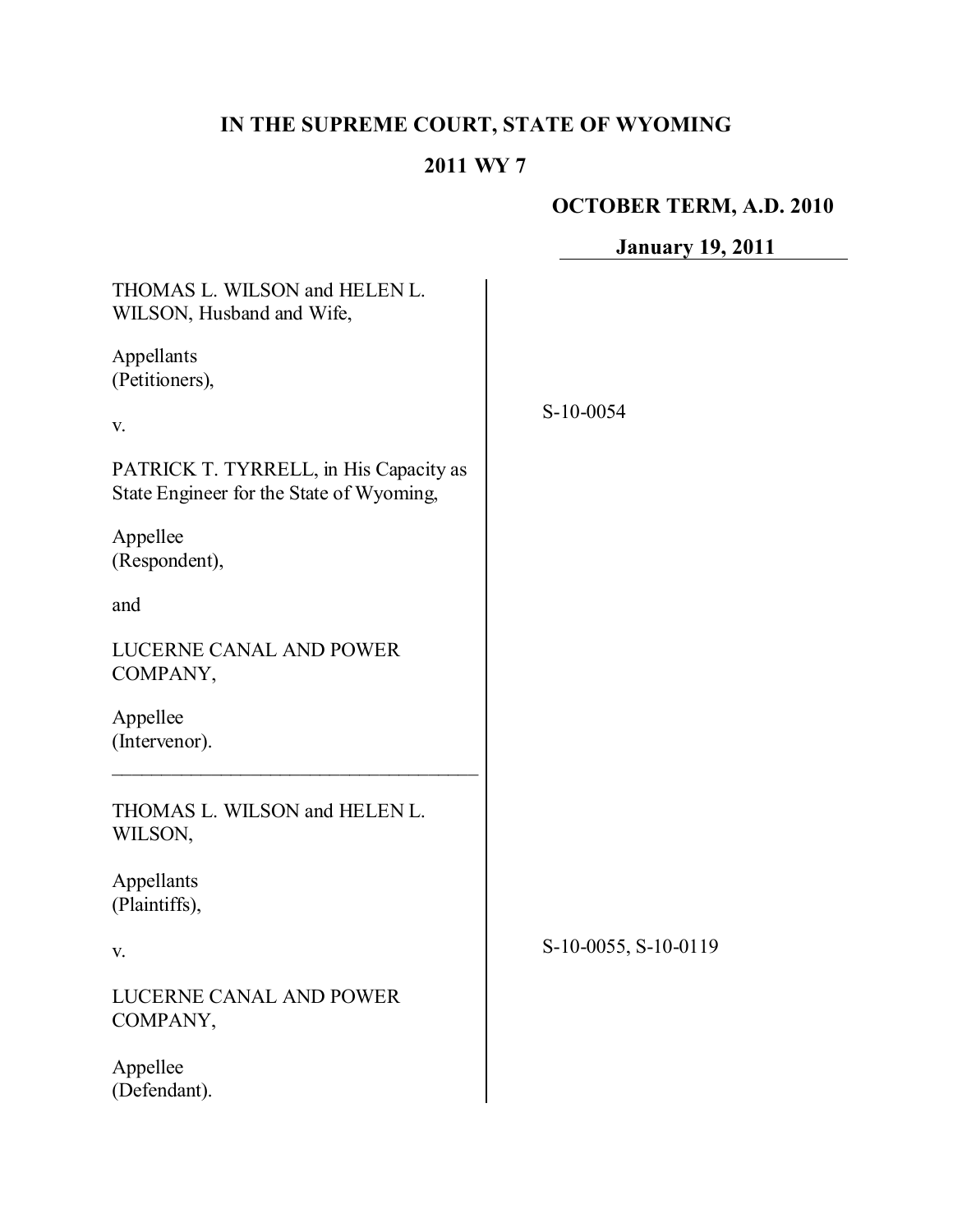# IN THE SUPREME COURT, STATE OF WYOMING

## 2011 WY 7

**OCTOBER TERM, A.D. 2010**

**January 19, 2011**

THOMAS L. WILSON and HELEN L. WILSON, Husband and Wife,

Appellants
(Petitioners),

v.

PATRICK T. TYRRELL, in His Capacity as State Engineer for the State of Wyoming,

Appellee
(Respondent),

and

LUCERNE CANAL AND POWER COMPANY,

Appellee
(Intervenor).

S-10-0054

---

THOMAS L. WILSON and HELEN L. WILSON,

Appellants
(Plaintiffs),

v.

LUCERNE CANAL AND POWER COMPANY,

Appellee
(Defendant).

S-10-0055, S-10-0119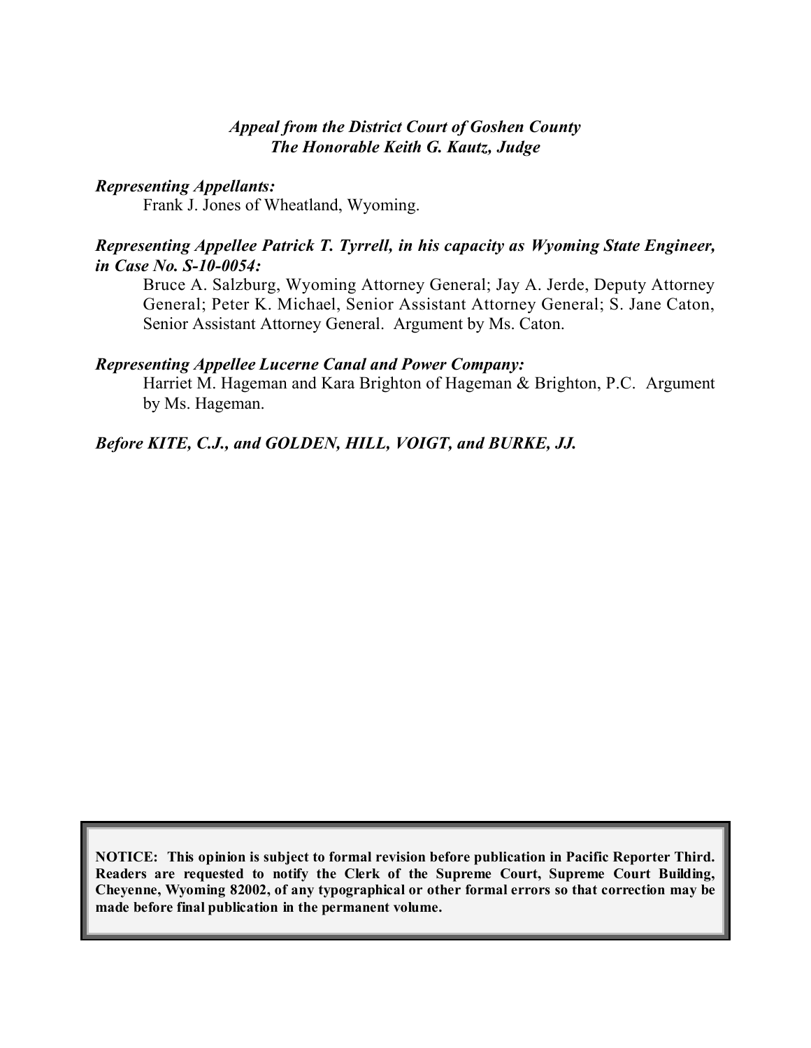*Appeal from the District Court of Goshen County*
*The Honorable Keith G. Kautz, Judge*

***Representing Appellants:***
Frank J. Jones of Wheatland, Wyoming.

***Representing Appellee Patrick T. Tyrrell, in his capacity as Wyoming State Engineer, in Case No. S-10-0054:***
Bruce A. Salzburg, Wyoming Attorney General; Jay A. Jerde, Deputy Attorney General; Peter K. Michael, Senior Assistant Attorney General; S. Jane Caton, Senior Assistant Attorney General. Argument by Ms. Caton.

***Representing Appellee Lucerne Canal and Power Company:***
Harriet M. Hageman and Kara Brighton of Hageman & Brighton, P.C. Argument by Ms. Hageman.

***Before KITE, C.J., and GOLDEN, HILL, VOIGT, and BURKE, JJ.***

**NOTICE: This opinion is subject to formal revision before publication in Pacific Reporter Third. Readers are requested to notify the Clerk of the Supreme Court, Supreme Court Building, Cheyenne, Wyoming 82002, of any typographical or other formal errors so that correction may be made before final publication in the permanent volume.**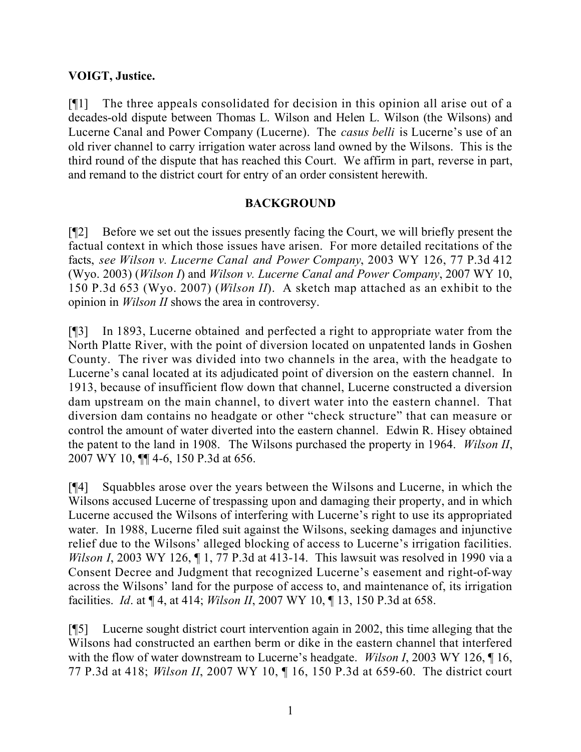**VOIGT, Justice.**

[¶1] The three appeals consolidated for decision in this opinion all arise out of a decades-old dispute between Thomas L. Wilson and Helen L. Wilson (the Wilsons) and Lucerne Canal and Power Company (Lucerne). The *casus belli* is Lucerne's use of an old river channel to carry irrigation water across land owned by the Wilsons. This is the third round of the dispute that has reached this Court. We affirm in part, reverse in part, and remand to the district court for entry of an order consistent herewith.

## BACKGROUND

[¶2] Before we set out the issues presently facing the Court, we will briefly present the factual context in which those issues have arisen. For more detailed recitations of the facts, *see Wilson v. Lucerne Canal and Power Company*, 2003 WY 126, 77 P.3d 412 (Wyo. 2003) (*Wilson I*) and *Wilson v. Lucerne Canal and Power Company*, 2007 WY 10, 150 P.3d 653 (Wyo. 2007) (*Wilson II*). A sketch map attached as an exhibit to the opinion in *Wilson II* shows the area in controversy.

[¶3] In 1893, Lucerne obtained and perfected a right to appropriate water from the North Platte River, with the point of diversion located on unpatented lands in Goshen County. The river was divided into two channels in the area, with the headgate to Lucerne's canal located at its adjudicated point of diversion on the eastern channel. In 1913, because of insufficient flow down that channel, Lucerne constructed a diversion dam upstream on the main channel, to divert water into the eastern channel. That diversion dam contains no headgate or other "check structure" that can measure or control the amount of water diverted into the eastern channel. Edwin R. Hisey obtained the patent to the land in 1908. The Wilsons purchased the property in 1964. *Wilson II*, 2007 WY 10, ¶¶ 4-6, 150 P.3d at 656.

[¶4] Squabbles arose over the years between the Wilsons and Lucerne, in which the Wilsons accused Lucerne of trespassing upon and damaging their property, and in which Lucerne accused the Wilsons of interfering with Lucerne's right to use its appropriated water. In 1988, Lucerne filed suit against the Wilsons, seeking damages and injunctive relief due to the Wilsons' alleged blocking of access to Lucerne's irrigation facilities. *Wilson I*, 2003 WY 126, ¶ 1, 77 P.3d at 413-14. This lawsuit was resolved in 1990 via a Consent Decree and Judgment that recognized Lucerne's easement and right-of-way across the Wilsons' land for the purpose of access to, and maintenance of, its irrigation facilities. *Id*. at ¶ 4, at 414; *Wilson II*, 2007 WY 10, ¶ 13, 150 P.3d at 658.

[¶5] Lucerne sought district court intervention again in 2002, this time alleging that the Wilsons had constructed an earthen berm or dike in the eastern channel that interfered with the flow of water downstream to Lucerne's headgate. *Wilson I*, 2003 WY 126, ¶ 16, 77 P.3d at 418; *Wilson II*, 2007 WY 10, ¶ 16, 150 P.3d at 659-60. The district court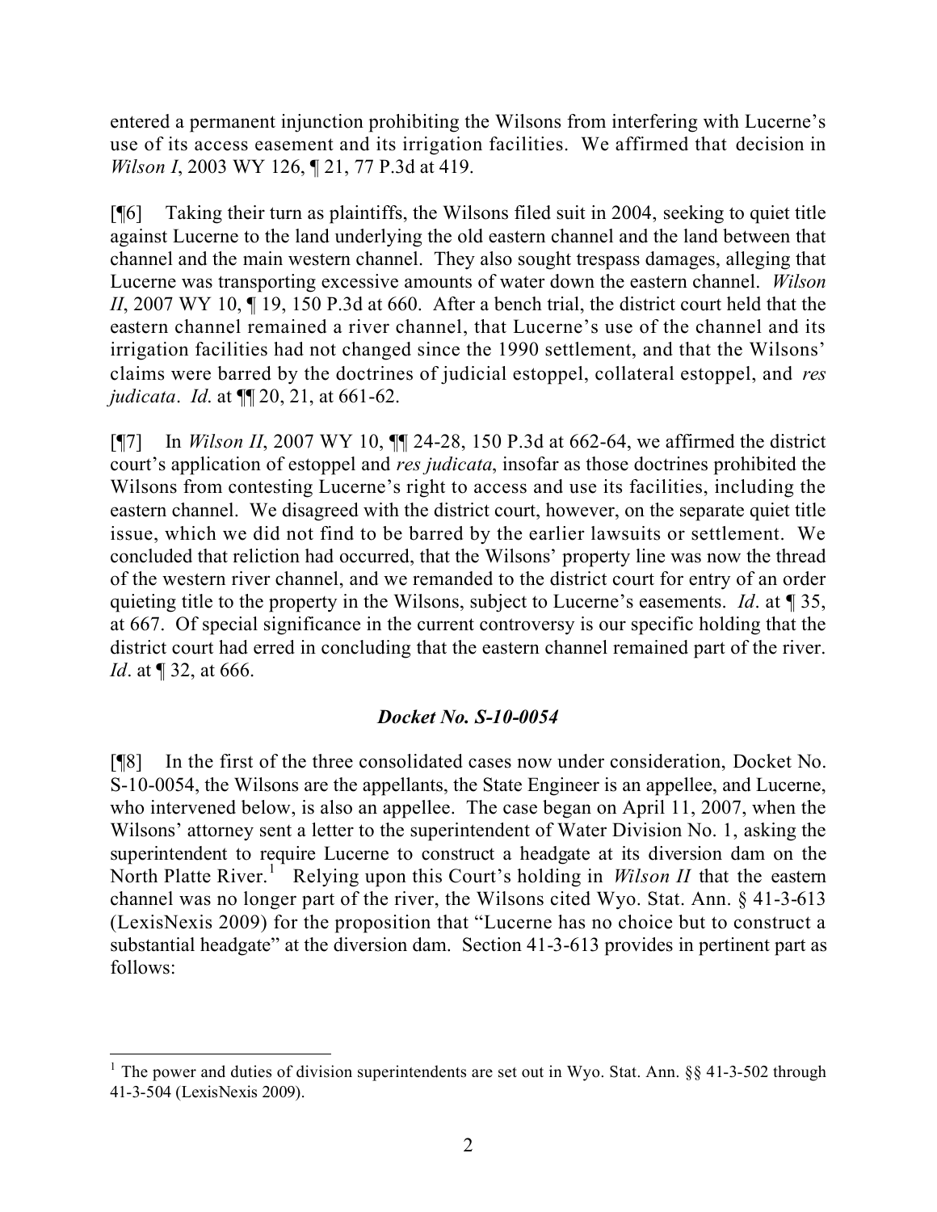entered a permanent injunction prohibiting the Wilsons from interfering with Lucerne's use of its access easement and its irrigation facilities. We affirmed that decision in *Wilson I*, 2003 WY 126, ¶ 21, 77 P.3d at 419.

[¶6] Taking their turn as plaintiffs, the Wilsons filed suit in 2004, seeking to quiet title against Lucerne to the land underlying the old eastern channel and the land between that channel and the main western channel. They also sought trespass damages, alleging that Lucerne was transporting excessive amounts of water down the eastern channel. *Wilson II*, 2007 WY 10, ¶ 19, 150 P.3d at 660. After a bench trial, the district court held that the eastern channel remained a river channel, that Lucerne's use of the channel and its irrigation facilities had not changed since the 1990 settlement, and that the Wilsons' claims were barred by the doctrines of judicial estoppel, collateral estoppel, and *res judicata*. *Id*. at ¶¶ 20, 21, at 661-62.

[¶7] In *Wilson II*, 2007 WY 10, ¶¶ 24-28, 150 P.3d at 662-64, we affirmed the district court's application of estoppel and *res judicata*, insofar as those doctrines prohibited the Wilsons from contesting Lucerne's right to access and use its facilities, including the eastern channel. We disagreed with the district court, however, on the separate quiet title issue, which we did not find to be barred by the earlier lawsuits or settlement. We concluded that reliction had occurred, that the Wilsons' property line was now the thread of the western river channel, and we remanded to the district court for entry of an order quieting title to the property in the Wilsons, subject to Lucerne's easements. *Id*. at ¶ 35, at 667. Of special significance in the current controversy is our specific holding that the district court had erred in concluding that the eastern channel remained part of the river. *Id*. at ¶ 32, at 666.

### *Docket No. S-10-0054*

[¶8] In the first of the three consolidated cases now under consideration, Docket No. S-10-0054, the Wilsons are the appellants, the State Engineer is an appellee, and Lucerne, who intervened below, is also an appellee. The case began on April 11, 2007, when the Wilsons' attorney sent a letter to the superintendent of Water Division No. 1, asking the superintendent to require Lucerne to construct a headgate at its diversion dam on the North Platte River.[1] Relying upon this Court's holding in *Wilson II* that the eastern channel was no longer part of the river, the Wilsons cited Wyo. Stat. Ann. § 41-3-613 (LexisNexis 2009) for the proposition that "Lucerne has no choice but to construct a substantial headgate" at the diversion dam. Section 41-3-613 provides in pertinent part as follows:

---

[1] The power and duties of division superintendents are set out in Wyo. Stat. Ann. §§ 41-3-502 through 41-3-504 (LexisNexis 2009).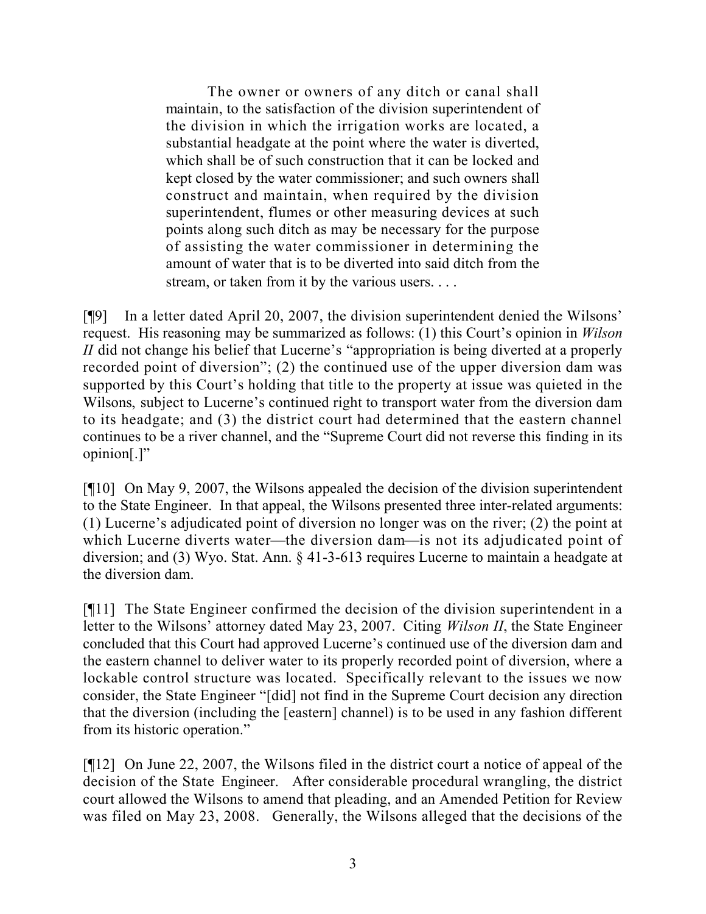> The owner or owners of any ditch or canal shall maintain, to the satisfaction of the division superintendent of the division in which the irrigation works are located, a substantial headgate at the point where the water is diverted, which shall be of such construction that it can be locked and kept closed by the water commissioner; and such owners shall construct and maintain, when required by the division superintendent, flumes or other measuring devices at such points along such ditch as may be necessary for the purpose of assisting the water commissioner in determining the amount of water that is to be diverted into said ditch from the stream, or taken from it by the various users. . . .

[¶9] In a letter dated April 20, 2007, the division superintendent denied the Wilsons' request. His reasoning may be summarized as follows: (1) this Court's opinion in *Wilson II* did not change his belief that Lucerne's "appropriation is being diverted at a properly recorded point of diversion"; (2) the continued use of the upper diversion dam was supported by this Court's holding that title to the property at issue was quieted in the Wilsons, subject to Lucerne's continued right to transport water from the diversion dam to its headgate; and (3) the district court had determined that the eastern channel continues to be a river channel, and the "Supreme Court did not reverse this finding in its opinion[.]"

[¶10] On May 9, 2007, the Wilsons appealed the decision of the division superintendent to the State Engineer. In that appeal, the Wilsons presented three inter-related arguments: (1) Lucerne's adjudicated point of diversion no longer was on the river; (2) the point at which Lucerne diverts water—the diversion dam—is not its adjudicated point of diversion; and (3) Wyo. Stat. Ann. § 41-3-613 requires Lucerne to maintain a headgate at the diversion dam.

[¶11] The State Engineer confirmed the decision of the division superintendent in a letter to the Wilsons' attorney dated May 23, 2007. Citing *Wilson II*, the State Engineer concluded that this Court had approved Lucerne's continued use of the diversion dam and the eastern channel to deliver water to its properly recorded point of diversion, where a lockable control structure was located. Specifically relevant to the issues we now consider, the State Engineer "[did] not find in the Supreme Court decision any direction that the diversion (including the [eastern] channel) is to be used in any fashion different from its historic operation."

[¶12] On June 22, 2007, the Wilsons filed in the district court a notice of appeal of the decision of the State Engineer. After considerable procedural wrangling, the district court allowed the Wilsons to amend that pleading, and an Amended Petition for Review was filed on May 23, 2008. Generally, the Wilsons alleged that the decisions of the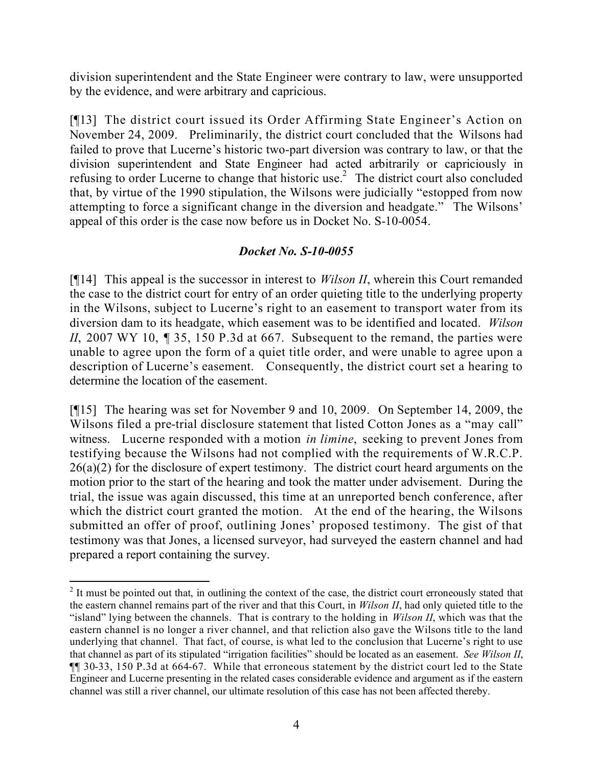division superintendent and the State Engineer were contrary to law, were unsupported by the evidence, and were arbitrary and capricious.

[¶13] The district court issued its Order Affirming State Engineer's Action on November 24, 2009. Preliminarily, the district court concluded that the Wilsons had failed to prove that Lucerne's historic two-part diversion was contrary to law, or that the division superintendent and State Engineer had acted arbitrarily or capriciously in refusing to order Lucerne to change that historic use.[2] The district court also concluded that, by virtue of the 1990 stipulation, the Wilsons were judicially "estopped from now attempting to force a significant change in the diversion and headgate." The Wilsons' appeal of this order is the case now before us in Docket No. S-10-0054.

### *Docket No. S-10-0055*

[¶14] This appeal is the successor in interest to *Wilson II*, wherein this Court remanded the case to the district court for entry of an order quieting title to the underlying property in the Wilsons, subject to Lucerne's right to an easement to transport water from its diversion dam to its headgate, which easement was to be identified and located. *Wilson II*, 2007 WY 10, ¶ 35, 150 P.3d at 667. Subsequent to the remand, the parties were unable to agree upon the form of a quiet title order, and were unable to agree upon a description of Lucerne's easement. Consequently, the district court set a hearing to determine the location of the easement.

[¶15] The hearing was set for November 9 and 10, 2009. On September 14, 2009, the Wilsons filed a pre-trial disclosure statement that listed Cotton Jones as a "may call" witness. Lucerne responded with a motion *in limine*, seeking to prevent Jones from testifying because the Wilsons had not complied with the requirements of W.R.C.P. 26(a)(2) for the disclosure of expert testimony. The district court heard arguments on the motion prior to the start of the hearing and took the matter under advisement. During the trial, the issue was again discussed, this time at an unreported bench conference, after which the district court granted the motion. At the end of the hearing, the Wilsons submitted an offer of proof, outlining Jones' proposed testimony. The gist of that testimony was that Jones, a licensed surveyor, had surveyed the eastern channel and had prepared a report containing the survey.

---

[2] It must be pointed out that, in outlining the context of the case, the district court erroneously stated that the eastern channel remains part of the river and that this Court, in *Wilson II*, had only quieted title to the "island" lying between the channels. That is contrary to the holding in *Wilson II*, which was that the eastern channel is no longer a river channel, and that reliction also gave the Wilsons title to the land underlying that channel. That fact, of course, is what led to the conclusion that Lucerne's right to use that channel as part of its stipulated "irrigation facilities" should be located as an easement. *See Wilson II*, ¶¶ 30-33, 150 P.3d at 664-67. While that erroneous statement by the district court led to the State Engineer and Lucerne presenting in the related cases considerable evidence and argument as if the eastern channel was still a river channel, our ultimate resolution of this case has not been affected thereby.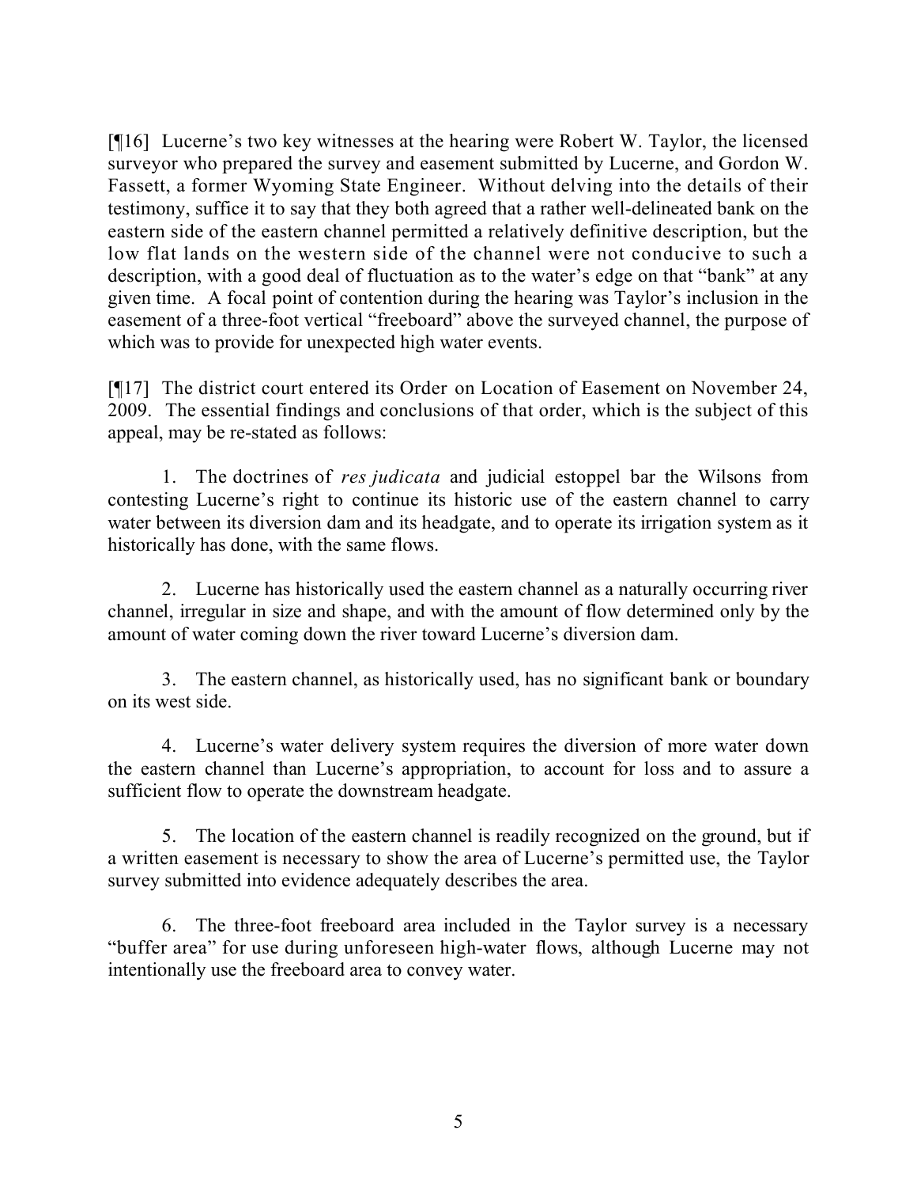[¶16] Lucerne's two key witnesses at the hearing were Robert W. Taylor, the licensed surveyor who prepared the survey and easement submitted by Lucerne, and Gordon W. Fassett, a former Wyoming State Engineer. Without delving into the details of their testimony, suffice it to say that they both agreed that a rather well-delineated bank on the eastern side of the eastern channel permitted a relatively definitive description, but the low flat lands on the western side of the channel were not conducive to such a description, with a good deal of fluctuation as to the water's edge on that "bank" at any given time. A focal point of contention during the hearing was Taylor's inclusion in the easement of a three-foot vertical "freeboard" above the surveyed channel, the purpose of which was to provide for unexpected high water events.

[¶17] The district court entered its Order on Location of Easement on November 24, 2009. The essential findings and conclusions of that order, which is the subject of this appeal, may be re-stated as follows:

1. The doctrines of *res judicata* and judicial estoppel bar the Wilsons from contesting Lucerne's right to continue its historic use of the eastern channel to carry water between its diversion dam and its headgate, and to operate its irrigation system as it historically has done, with the same flows.

2. Lucerne has historically used the eastern channel as a naturally occurring river channel, irregular in size and shape, and with the amount of flow determined only by the amount of water coming down the river toward Lucerne's diversion dam.

3. The eastern channel, as historically used, has no significant bank or boundary on its west side.

4. Lucerne's water delivery system requires the diversion of more water down the eastern channel than Lucerne's appropriation, to account for loss and to assure a sufficient flow to operate the downstream headgate.

5. The location of the eastern channel is readily recognized on the ground, but if a written easement is necessary to show the area of Lucerne's permitted use, the Taylor survey submitted into evidence adequately describes the area.

6. The three-foot freeboard area included in the Taylor survey is a necessary "buffer area" for use during unforeseen high-water flows, although Lucerne may not intentionally use the freeboard area to convey water.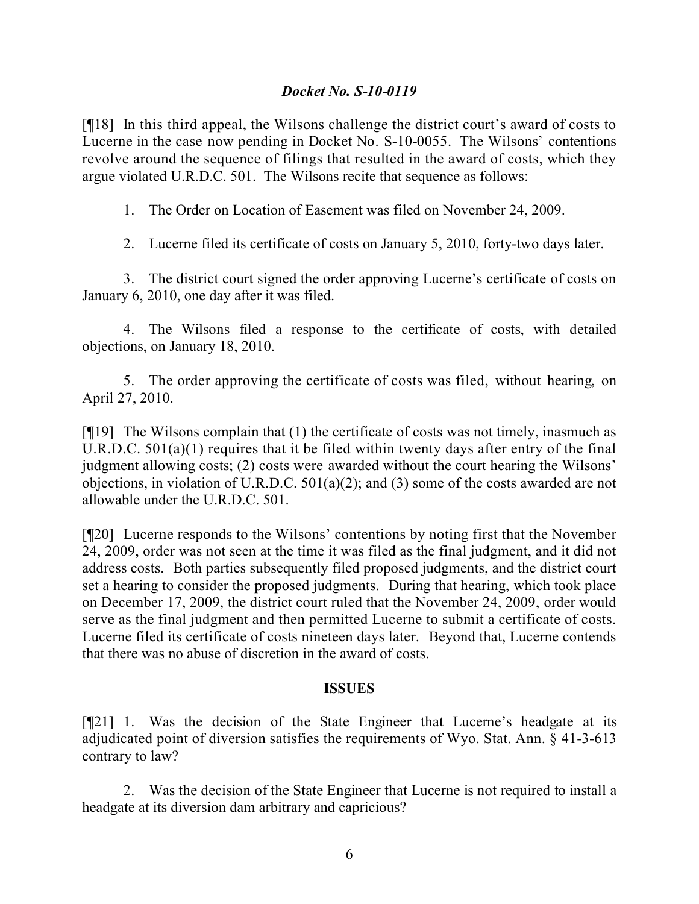***Docket No. S-10-0119***

[¶18] In this third appeal, the Wilsons challenge the district court's award of costs to Lucerne in the case now pending in Docket No. S-10-0055. The Wilsons' contentions revolve around the sequence of filings that resulted in the award of costs, which they argue violated U.R.D.C. 501. The Wilsons recite that sequence as follows:

1. The Order on Location of Easement was filed on November 24, 2009.

2. Lucerne filed its certificate of costs on January 5, 2010, forty-two days later.

3. The district court signed the order approving Lucerne's certificate of costs on January 6, 2010, one day after it was filed.

4. The Wilsons filed a response to the certificate of costs, with detailed objections, on January 18, 2010.

5. The order approving the certificate of costs was filed, without hearing, on April 27, 2010.

[¶19] The Wilsons complain that (1) the certificate of costs was not timely, inasmuch as U.R.D.C. 501(a)(1) requires that it be filed within twenty days after entry of the final judgment allowing costs; (2) costs were awarded without the court hearing the Wilsons' objections, in violation of U.R.D.C. 501(a)(2); and (3) some of the costs awarded are not allowable under the U.R.D.C. 501.

[¶20] Lucerne responds to the Wilsons' contentions by noting first that the November 24, 2009, order was not seen at the time it was filed as the final judgment, and it did not address costs. Both parties subsequently filed proposed judgments, and the district court set a hearing to consider the proposed judgments. During that hearing, which took place on December 17, 2009, the district court ruled that the November 24, 2009, order would serve as the final judgment and then permitted Lucerne to submit a certificate of costs. Lucerne filed its certificate of costs nineteen days later. Beyond that, Lucerne contends that there was no abuse of discretion in the award of costs.

## ISSUES

[¶21] 1. Was the decision of the State Engineer that Lucerne's headgate at its adjudicated point of diversion satisfies the requirements of Wyo. Stat. Ann. § 41-3-613 contrary to law?

2. Was the decision of the State Engineer that Lucerne is not required to install a headgate at its diversion dam arbitrary and capricious?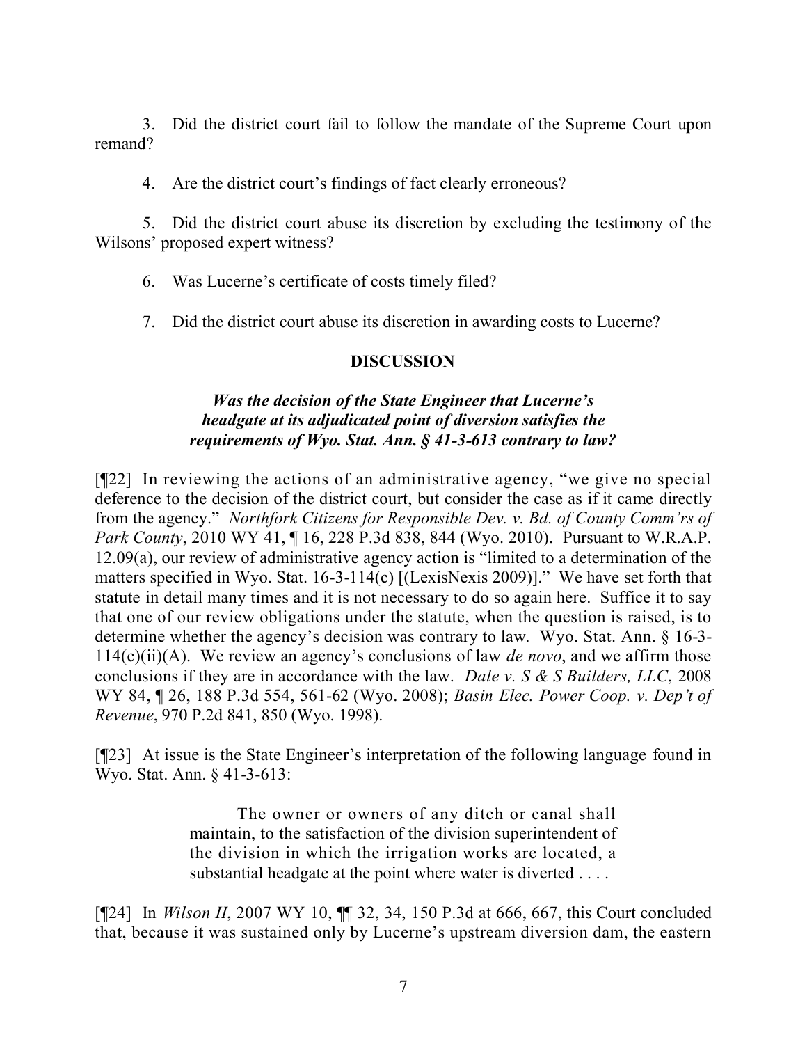3. Did the district court fail to follow the mandate of the Supreme Court upon remand?

4. Are the district court's findings of fact clearly erroneous?

5. Did the district court abuse its discretion by excluding the testimony of the Wilsons' proposed expert witness?

6. Was Lucerne's certificate of costs timely filed?

7. Did the district court abuse its discretion in awarding costs to Lucerne?

## DISCUSSION

### *Was the decision of the State Engineer that Lucerne's headgate at its adjudicated point of diversion satisfies the requirements of Wyo. Stat. Ann. § 41-3-613 contrary to law?*

[¶22] In reviewing the actions of an administrative agency, "we give no special deference to the decision of the district court, but consider the case as if it came directly from the agency." *Northfork Citizens for Responsible Dev. v. Bd. of County Comm'rs of Park County*, 2010 WY 41, ¶ 16, 228 P.3d 838, 844 (Wyo. 2010). Pursuant to W.R.A.P. 12.09(a), our review of administrative agency action is "limited to a determination of the matters specified in Wyo. Stat. 16-3-114(c) [(LexisNexis 2009)]." We have set forth that statute in detail many times and it is not necessary to do so again here. Suffice it to say that one of our review obligations under the statute, when the question is raised, is to determine whether the agency's decision was contrary to law. Wyo. Stat. Ann. § 16-3-114(c)(ii)(A). We review an agency's conclusions of law *de novo*, and we affirm those conclusions if they are in accordance with the law. *Dale v. S & S Builders, LLC*, 2008 WY 84, ¶ 26, 188 P.3d 554, 561-62 (Wyo. 2008); *Basin Elec. Power Coop. v. Dep't of Revenue*, 970 P.2d 841, 850 (Wyo. 1998).

[¶23] At issue is the State Engineer's interpretation of the following language found in Wyo. Stat. Ann. § 41-3-613:

> The owner or owners of any ditch or canal shall maintain, to the satisfaction of the division superintendent of the division in which the irrigation works are located, a substantial headgate at the point where water is diverted . . . .

[¶24] In *Wilson II*, 2007 WY 10, ¶¶ 32, 34, 150 P.3d at 666, 667, this Court concluded that, because it was sustained only by Lucerne's upstream diversion dam, the eastern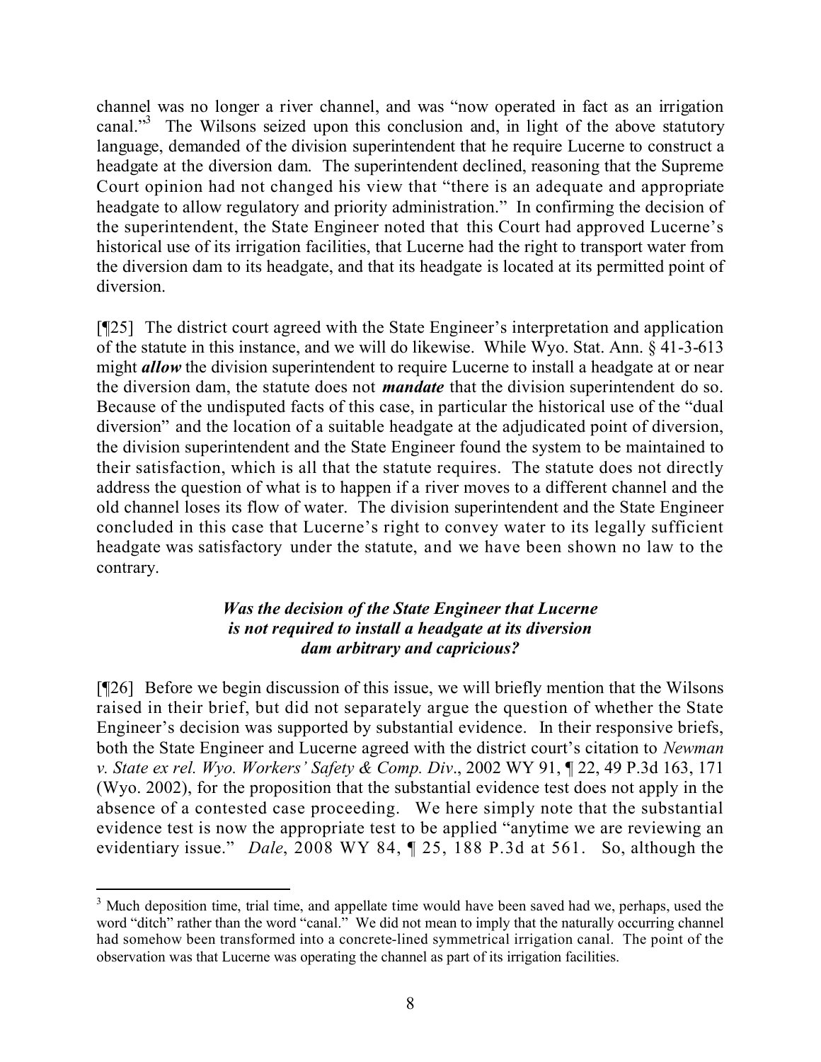channel was no longer a river channel, and was "now operated in fact as an irrigation canal."[3] The Wilsons seized upon this conclusion and, in light of the above statutory language, demanded of the division superintendent that he require Lucerne to construct a headgate at the diversion dam. The superintendent declined, reasoning that the Supreme Court opinion had not changed his view that "there is an adequate and appropriate headgate to allow regulatory and priority administration." In confirming the decision of the superintendent, the State Engineer noted that this Court had approved Lucerne's historical use of its irrigation facilities, that Lucerne had the right to transport water from the diversion dam to its headgate, and that its headgate is located at its permitted point of diversion.

[¶25] The district court agreed with the State Engineer's interpretation and application of the statute in this instance, and we will do likewise. While Wyo. Stat. Ann. § 41-3-613 might ***allow*** the division superintendent to require Lucerne to install a headgate at or near the diversion dam, the statute does not ***mandate*** that the division superintendent do so. Because of the undisputed facts of this case, in particular the historical use of the "dual diversion" and the location of a suitable headgate at the adjudicated point of diversion, the division superintendent and the State Engineer found the system to be maintained to their satisfaction, which is all that the statute requires. The statute does not directly address the question of what is to happen if a river moves to a different channel and the old channel loses its flow of water. The division superintendent and the State Engineer concluded in this case that Lucerne's right to convey water to its legally sufficient headgate was satisfactory under the statute, and we have been shown no law to the contrary.

### *Was the decision of the State Engineer that Lucerne is not required to install a headgate at its diversion dam arbitrary and capricious?*

[¶26] Before we begin discussion of this issue, we will briefly mention that the Wilsons raised in their brief, but did not separately argue the question of whether the State Engineer's decision was supported by substantial evidence. In their responsive briefs, both the State Engineer and Lucerne agreed with the district court's citation to *Newman v. State ex rel. Wyo. Workers' Safety & Comp. Div*., 2002 WY 91, ¶ 22, 49 P.3d 163, 171 (Wyo. 2002), for the proposition that the substantial evidence test does not apply in the absence of a contested case proceeding. We here simply note that the substantial evidence test is now the appropriate test to be applied "anytime we are reviewing an evidentiary issue." *Dale*, 2008 WY 84, ¶ 25, 188 P.3d at 561. So, although the

---

[3] Much deposition time, trial time, and appellate time would have been saved had we, perhaps, used the word "ditch" rather than the word "canal." We did not mean to imply that the naturally occurring channel had somehow been transformed into a concrete-lined symmetrical irrigation canal. The point of the observation was that Lucerne was operating the channel as part of its irrigation facilities.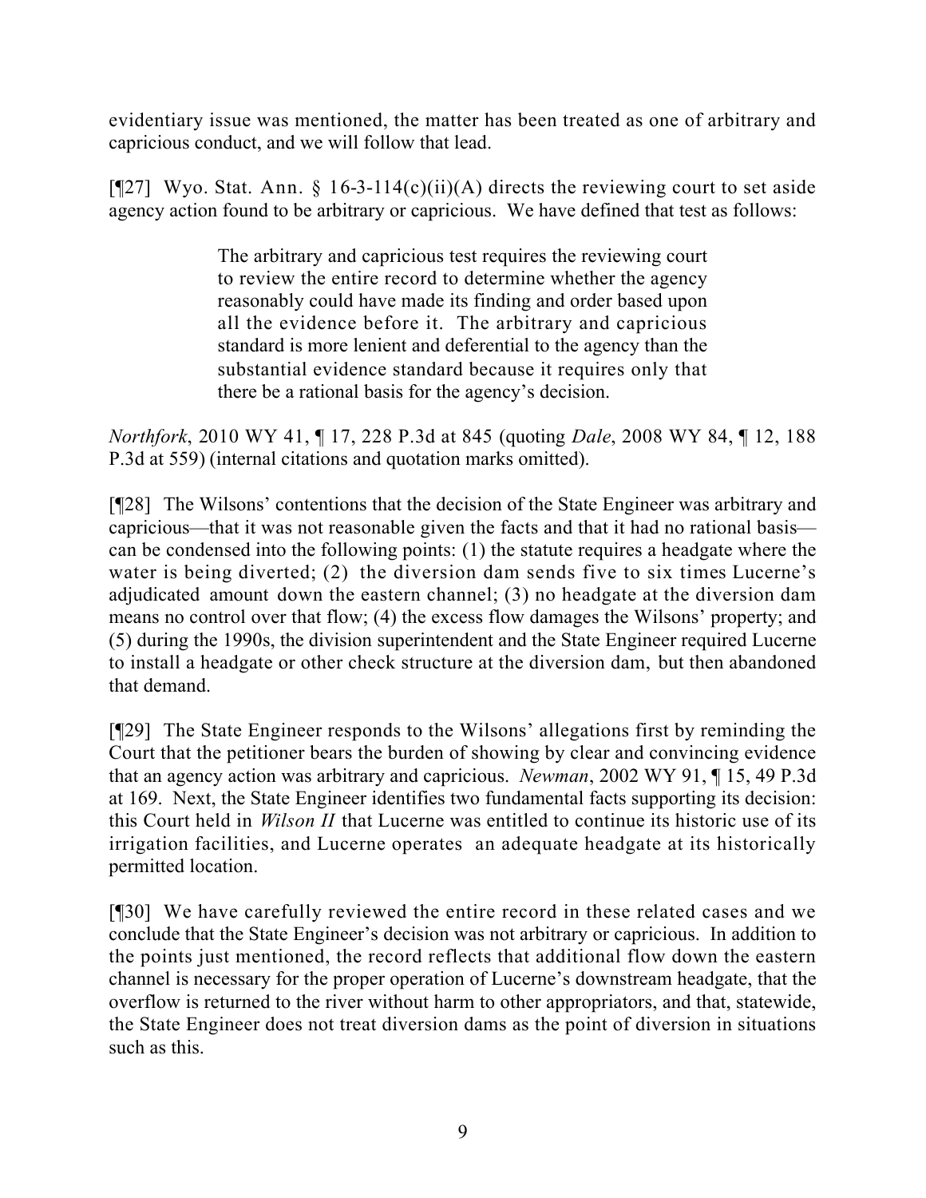evidentiary issue was mentioned, the matter has been treated as one of arbitrary and capricious conduct, and we will follow that lead.

[¶27] Wyo. Stat. Ann. § 16-3-114(c)(ii)(A) directs the reviewing court to set aside agency action found to be arbitrary or capricious. We have defined that test as follows:

> The arbitrary and capricious test requires the reviewing court to review the entire record to determine whether the agency reasonably could have made its finding and order based upon all the evidence before it. The arbitrary and capricious standard is more lenient and deferential to the agency than the substantial evidence standard because it requires only that there be a rational basis for the agency's decision.

*Northfork*, 2010 WY 41, ¶ 17, 228 P.3d at 845 (quoting *Dale*, 2008 WY 84, ¶ 12, 188 P.3d at 559) (internal citations and quotation marks omitted).

[¶28] The Wilsons' contentions that the decision of the State Engineer was arbitrary and capricious—that it was not reasonable given the facts and that it had no rational basis—can be condensed into the following points: (1) the statute requires a headgate where the water is being diverted; (2) the diversion dam sends five to six times Lucerne's adjudicated amount down the eastern channel; (3) no headgate at the diversion dam means no control over that flow; (4) the excess flow damages the Wilsons' property; and (5) during the 1990s, the division superintendent and the State Engineer required Lucerne to install a headgate or other check structure at the diversion dam, but then abandoned that demand.

[¶29] The State Engineer responds to the Wilsons' allegations first by reminding the Court that the petitioner bears the burden of showing by clear and convincing evidence that an agency action was arbitrary and capricious. *Newman*, 2002 WY 91, ¶ 15, 49 P.3d at 169. Next, the State Engineer identifies two fundamental facts supporting its decision: this Court held in *Wilson II* that Lucerne was entitled to continue its historic use of its irrigation facilities, and Lucerne operates an adequate headgate at its historically permitted location.

[¶30] We have carefully reviewed the entire record in these related cases and we conclude that the State Engineer's decision was not arbitrary or capricious. In addition to the points just mentioned, the record reflects that additional flow down the eastern channel is necessary for the proper operation of Lucerne's downstream headgate, that the overflow is returned to the river without harm to other appropriators, and that, statewide, the State Engineer does not treat diversion dams as the point of diversion in situations such as this.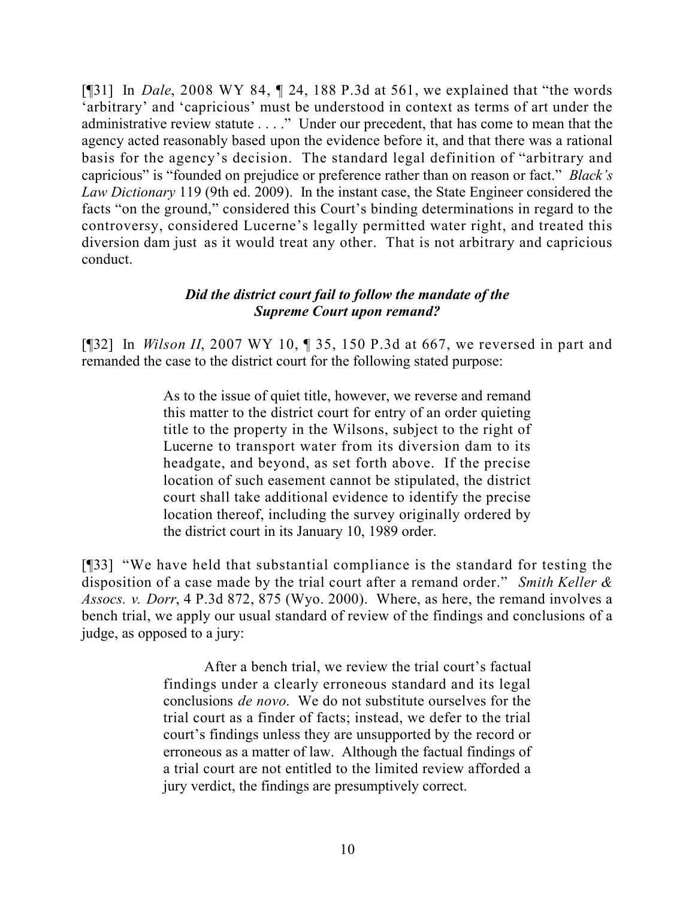[¶31] In *Dale*, 2008 WY 84, ¶ 24, 188 P.3d at 561, we explained that "the words 'arbitrary' and 'capricious' must be understood in context as terms of art under the administrative review statute . . . ." Under our precedent, that has come to mean that the agency acted reasonably based upon the evidence before it, and that there was a rational basis for the agency's decision. The standard legal definition of "arbitrary and capricious" is "founded on prejudice or preference rather than on reason or fact." *Black's Law Dictionary* 119 (9th ed. 2009). In the instant case, the State Engineer considered the facts "on the ground," considered this Court's binding determinations in regard to the controversy, considered Lucerne's legally permitted water right, and treated this diversion dam just as it would treat any other. That is not arbitrary and capricious conduct.

### *Did the district court fail to follow the mandate of the Supreme Court upon remand?*

[¶32] In *Wilson II*, 2007 WY 10, ¶ 35, 150 P.3d at 667, we reversed in part and remanded the case to the district court for the following stated purpose:

> As to the issue of quiet title, however, we reverse and remand this matter to the district court for entry of an order quieting title to the property in the Wilsons, subject to the right of Lucerne to transport water from its diversion dam to its headgate, and beyond, as set forth above. If the precise location of such easement cannot be stipulated, the district court shall take additional evidence to identify the precise location thereof, including the survey originally ordered by the district court in its January 10, 1989 order.

[¶33] "We have held that substantial compliance is the standard for testing the disposition of a case made by the trial court after a remand order." *Smith Keller & Assocs. v. Dorr*, 4 P.3d 872, 875 (Wyo. 2000). Where, as here, the remand involves a bench trial, we apply our usual standard of review of the findings and conclusions of a judge, as opposed to a jury:

> After a bench trial, we review the trial court's factual findings under a clearly erroneous standard and its legal conclusions *de novo*. We do not substitute ourselves for the trial court as a finder of facts; instead, we defer to the trial court's findings unless they are unsupported by the record or erroneous as a matter of law. Although the factual findings of a trial court are not entitled to the limited review afforded a jury verdict, the findings are presumptively correct.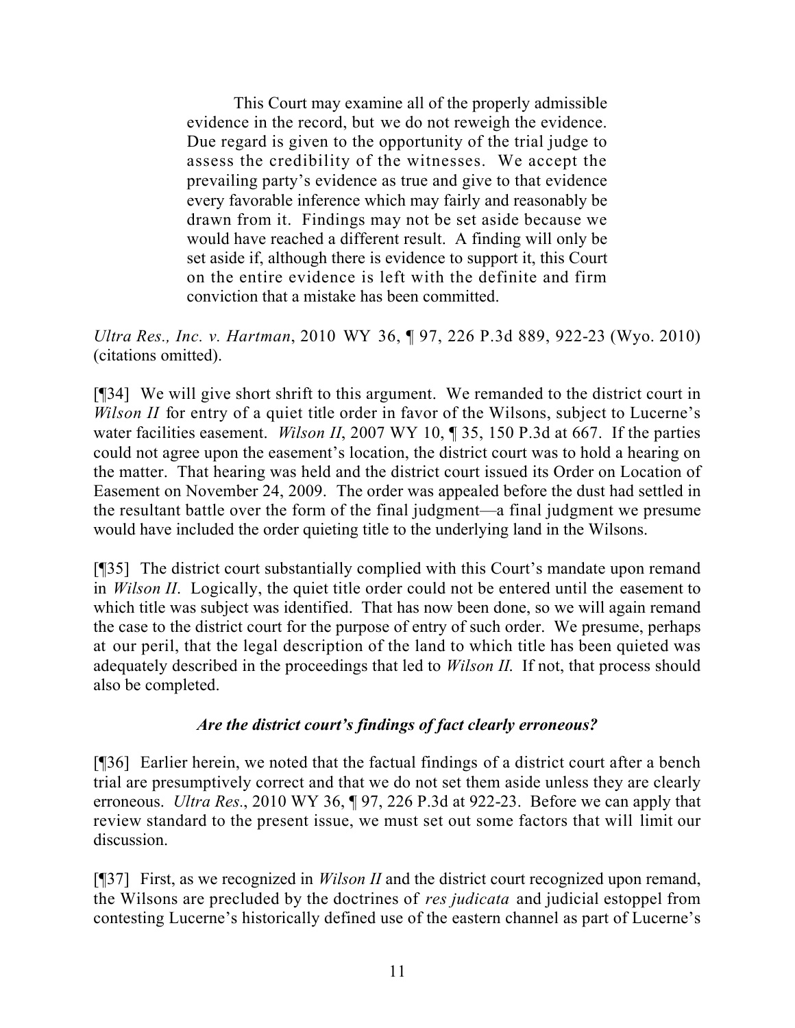> This Court may examine all of the properly admissible evidence in the record, but we do not reweigh the evidence. Due regard is given to the opportunity of the trial judge to assess the credibility of the witnesses. We accept the prevailing party's evidence as true and give to that evidence every favorable inference which may fairly and reasonably be drawn from it. Findings may not be set aside because we would have reached a different result. A finding will only be set aside if, although there is evidence to support it, this Court on the entire evidence is left with the definite and firm conviction that a mistake has been committed.

*Ultra Res., Inc. v. Hartman*, 2010 WY 36, ¶ 97, 226 P.3d 889, 922-23 (Wyo. 2010) (citations omitted).

[¶34] We will give short shrift to this argument. We remanded to the district court in *Wilson II* for entry of a quiet title order in favor of the Wilsons, subject to Lucerne's water facilities easement. *Wilson II*, 2007 WY 10, ¶ 35, 150 P.3d at 667. If the parties could not agree upon the easement's location, the district court was to hold a hearing on the matter. That hearing was held and the district court issued its Order on Location of Easement on November 24, 2009. The order was appealed before the dust had settled in the resultant battle over the form of the final judgment—a final judgment we presume would have included the order quieting title to the underlying land in the Wilsons.

[¶35] The district court substantially complied with this Court's mandate upon remand in *Wilson II*. Logically, the quiet title order could not be entered until the easement to which title was subject was identified. That has now been done, so we will again remand the case to the district court for the purpose of entry of such order. We presume, perhaps at our peril, that the legal description of the land to which title has been quieted was adequately described in the proceedings that led to *Wilson II*. If not, that process should also be completed.

### *Are the district court's findings of fact clearly erroneous?*

[¶36] Earlier herein, we noted that the factual findings of a district court after a bench trial are presumptively correct and that we do not set them aside unless they are clearly erroneous. *Ultra Res*., 2010 WY 36, ¶ 97, 226 P.3d at 922-23. Before we can apply that review standard to the present issue, we must set out some factors that will limit our discussion.

[¶37] First, as we recognized in *Wilson II* and the district court recognized upon remand, the Wilsons are precluded by the doctrines of *res judicata* and judicial estoppel from contesting Lucerne's historically defined use of the eastern channel as part of Lucerne's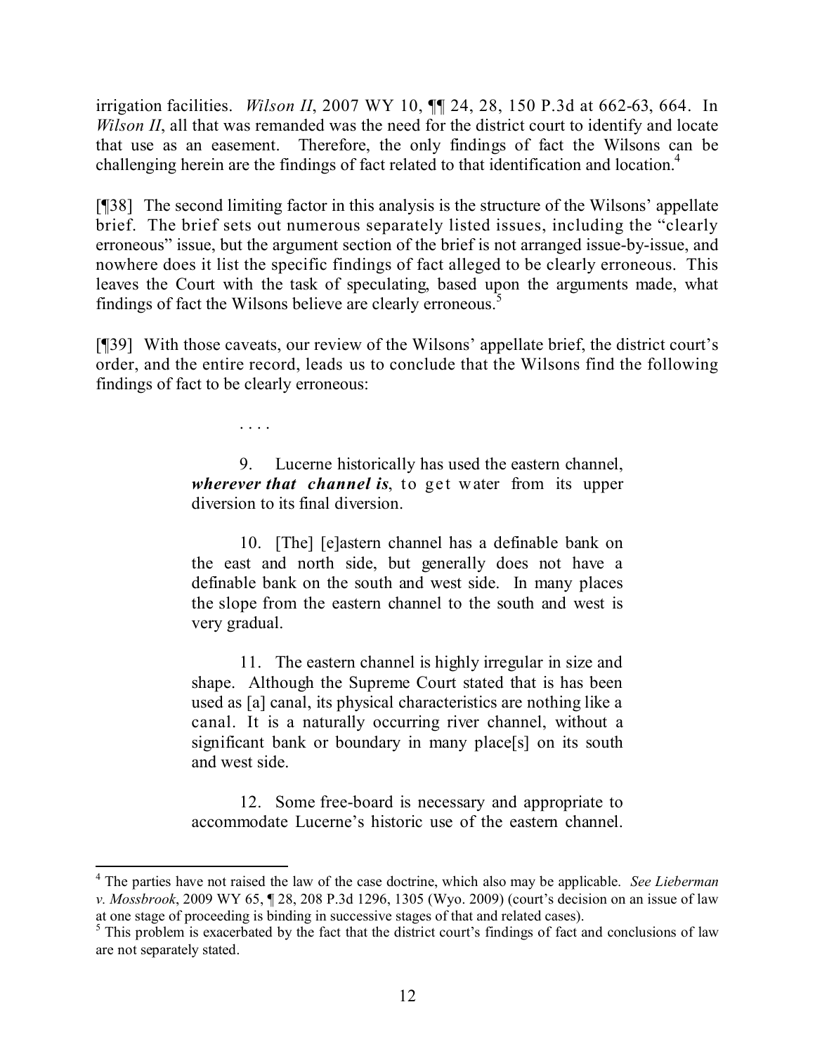irrigation facilities. *Wilson II*, 2007 WY 10, ¶¶ 24, 28, 150 P.3d at 662-63, 664. In *Wilson II*, all that was remanded was the need for the district court to identify and locate that use as an easement. Therefore, the only findings of fact the Wilsons can be challenging herein are the findings of fact related to that identification and location.[4]

[¶38] The second limiting factor in this analysis is the structure of the Wilsons' appellate brief. The brief sets out numerous separately listed issues, including the "clearly erroneous" issue, but the argument section of the brief is not arranged issue-by-issue, and nowhere does it list the specific findings of fact alleged to be clearly erroneous. This leaves the Court with the task of speculating, based upon the arguments made, what findings of fact the Wilsons believe are clearly erroneous.[5]

[¶39] With those caveats, our review of the Wilsons' appellate brief, the district court's order, and the entire record, leads us to conclude that the Wilsons find the following findings of fact to be clearly erroneous:

> . . . .
>
> 9. Lucerne historically has used the eastern channel, ***wherever that channel is***, to get water from its upper diversion to its final diversion.
>
> 10. [The] [e]astern channel has a definable bank on the east and north side, but generally does not have a definable bank on the south and west side. In many places the slope from the eastern channel to the south and west is very gradual.
>
> 11. The eastern channel is highly irregular in size and shape. Although the Supreme Court stated that is has been used as [a] canal, its physical characteristics are nothing like a canal. It is a naturally occurring river channel, without a significant bank or boundary in many place[s] on its south and west side.
>
> 12. Some free-board is necessary and appropriate to accommodate Lucerne's historic use of the eastern channel.

---

[4] The parties have not raised the law of the case doctrine, which also may be applicable. *See Lieberman v. Mossbrook*, 2009 WY 65, ¶ 28, 208 P.3d 1296, 1305 (Wyo. 2009) (court's decision on an issue of law at one stage of proceeding is binding in successive stages of that and related cases).

[5] This problem is exacerbated by the fact that the district court's findings of fact and conclusions of law are not separately stated.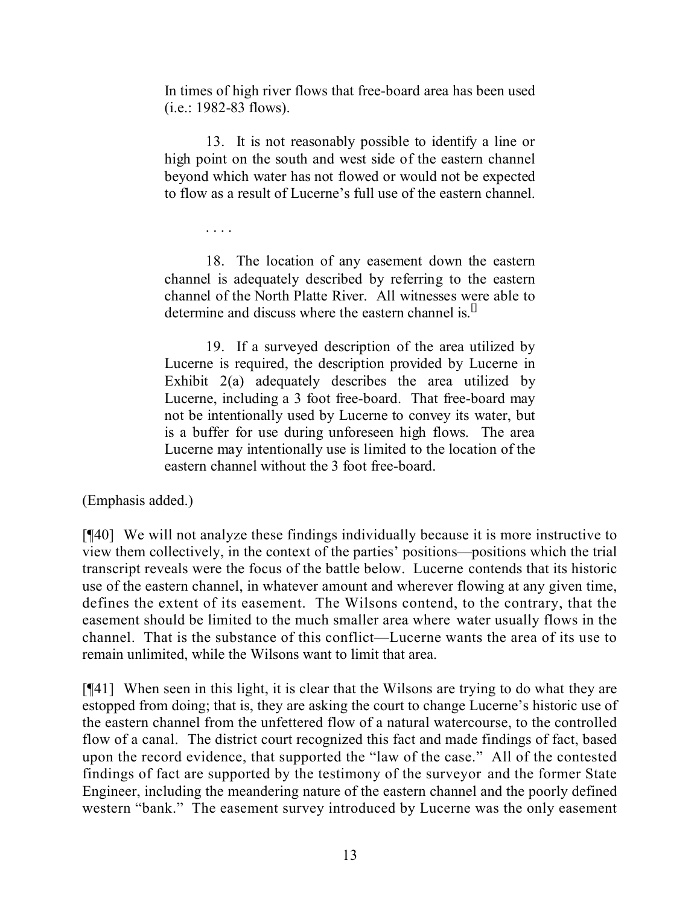> In times of high river flows that free-board area has been used (i.e.: 1982-83 flows).
>
> 13. It is not reasonably possible to identify a line or high point on the south and west side of the eastern channel beyond which water has not flowed or would not be expected to flow as a result of Lucerne's full use of the eastern channel.
>
> . . . .
>
> 18. The location of any easement down the eastern channel is adequately described by referring to the eastern channel of the North Platte River. All witnesses were able to determine and discuss where the eastern channel is.[]
>
> 19. If a surveyed description of the area utilized by Lucerne is required, the description provided by Lucerne in Exhibit 2(a) adequately describes the area utilized by Lucerne, including a 3 foot free-board. That free-board may not be intentionally used by Lucerne to convey its water, but is a buffer for use during unforeseen high flows. The area Lucerne may intentionally use is limited to the location of the eastern channel without the 3 foot free-board.

(Emphasis added.)

[¶40] We will not analyze these findings individually because it is more instructive to view them collectively, in the context of the parties' positions—positions which the trial transcript reveals were the focus of the battle below. Lucerne contends that its historic use of the eastern channel, in whatever amount and wherever flowing at any given time, defines the extent of its easement. The Wilsons contend, to the contrary, that the easement should be limited to the much smaller area where water usually flows in the channel. That is the substance of this conflict—Lucerne wants the area of its use to remain unlimited, while the Wilsons want to limit that area.

[¶41] When seen in this light, it is clear that the Wilsons are trying to do what they are estopped from doing; that is, they are asking the court to change Lucerne's historic use of the eastern channel from the unfettered flow of a natural watercourse, to the controlled flow of a canal. The district court recognized this fact and made findings of fact, based upon the record evidence, that supported the "law of the case." All of the contested findings of fact are supported by the testimony of the surveyor and the former State Engineer, including the meandering nature of the eastern channel and the poorly defined western "bank." The easement survey introduced by Lucerne was the only easement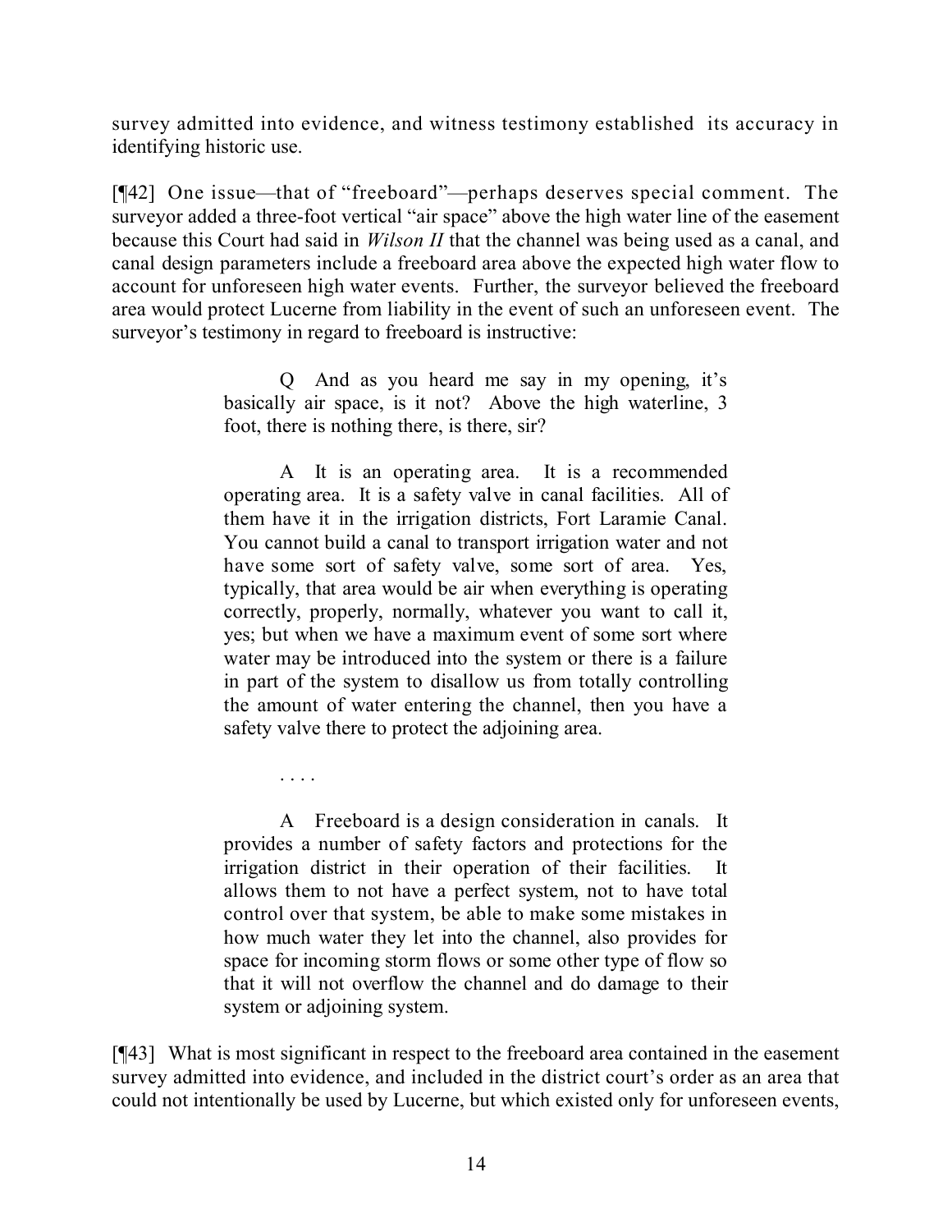survey admitted into evidence, and witness testimony established its accuracy in identifying historic use.

[¶42] One issue—that of "freeboard"—perhaps deserves special comment. The surveyor added a three-foot vertical "air space" above the high water line of the easement because this Court had said in *Wilson II* that the channel was being used as a canal, and canal design parameters include a freeboard area above the expected high water flow to account for unforeseen high water events. Further, the surveyor believed the freeboard area would protect Lucerne from liability in the event of such an unforeseen event. The surveyor's testimony in regard to freeboard is instructive:

> Q And as you heard me say in my opening, it's basically air space, is it not? Above the high waterline, 3 foot, there is nothing there, is there, sir?
>
> A It is an operating area. It is a recommended operating area. It is a safety valve in canal facilities. All of them have it in the irrigation districts, Fort Laramie Canal. You cannot build a canal to transport irrigation water and not have some sort of safety valve, some sort of area. Yes, typically, that area would be air when everything is operating correctly, properly, normally, whatever you want to call it, yes; but when we have a maximum event of some sort where water may be introduced into the system or there is a failure in part of the system to disallow us from totally controlling the amount of water entering the channel, then you have a safety valve there to protect the adjoining area.
>
> . . . .
>
> A Freeboard is a design consideration in canals. It provides a number of safety factors and protections for the irrigation district in their operation of their facilities. It allows them to not have a perfect system, not to have total control over that system, be able to make some mistakes in how much water they let into the channel, also provides for space for incoming storm flows or some other type of flow so that it will not overflow the channel and do damage to their system or adjoining system.

[¶43] What is most significant in respect to the freeboard area contained in the easement survey admitted into evidence, and included in the district court's order as an area that could not intentionally be used by Lucerne, but which existed only for unforeseen events,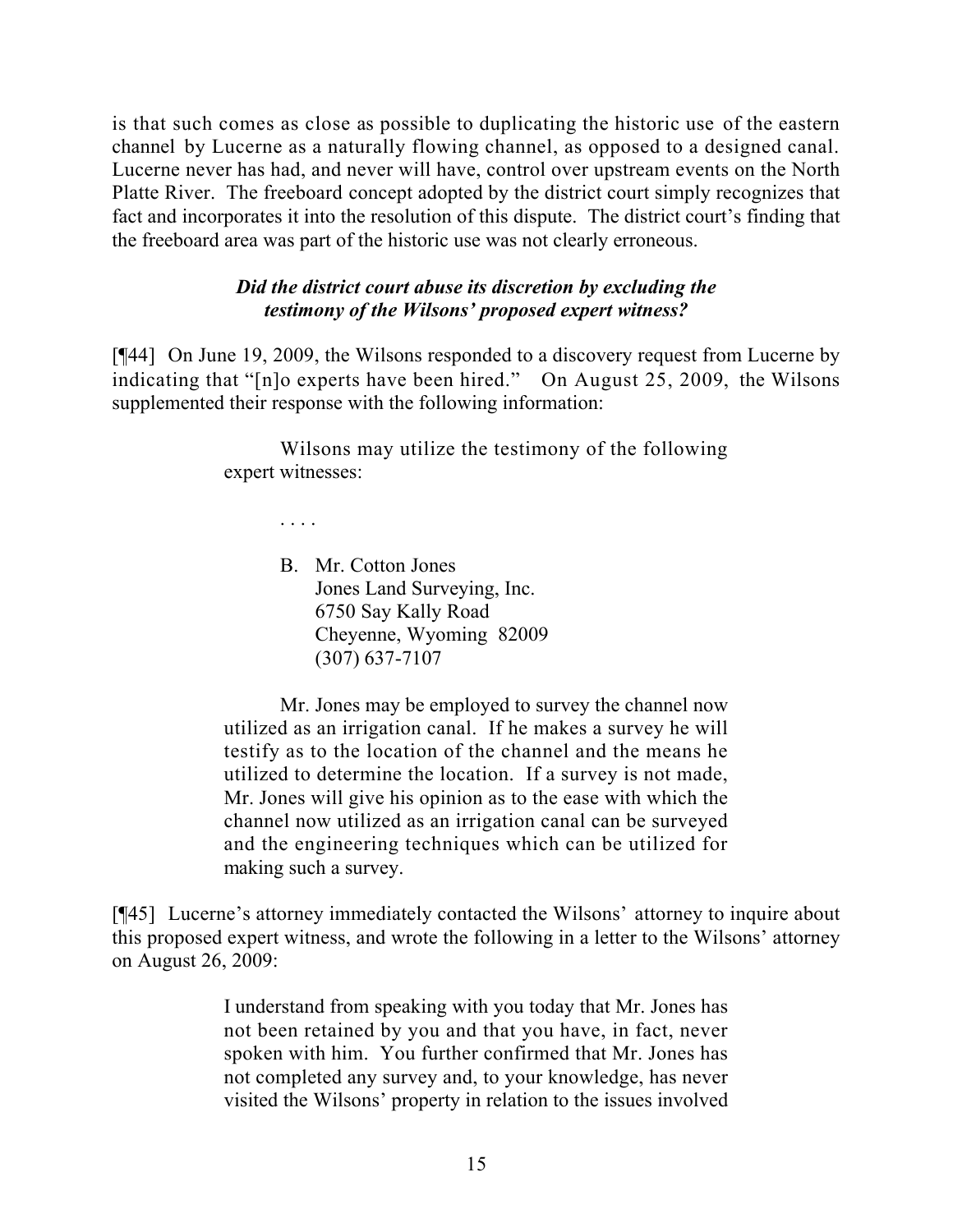is that such comes as close as possible to duplicating the historic use of the eastern channel by Lucerne as a naturally flowing channel, as opposed to a designed canal. Lucerne never has had, and never will have, control over upstream events on the North Platte River. The freeboard concept adopted by the district court simply recognizes that fact and incorporates it into the resolution of this dispute. The district court's finding that the freeboard area was part of the historic use was not clearly erroneous.

***Did the district court abuse its discretion by excluding the testimony of the Wilsons' proposed expert witness?***

[¶44] On June 19, 2009, the Wilsons responded to a discovery request from Lucerne by indicating that "[n]o experts have been hired." On August 25, 2009, the Wilsons supplemented their response with the following information:

> Wilsons may utilize the testimony of the following expert witnesses:
>
> . . . .
>
> B. Mr. Cotton Jones
> Jones Land Surveying, Inc.
> 6750 Say Kally Road
> Cheyenne, Wyoming 82009
> (307) 637-7107
>
> Mr. Jones may be employed to survey the channel now utilized as an irrigation canal. If he makes a survey he will testify as to the location of the channel and the means he utilized to determine the location. If a survey is not made, Mr. Jones will give his opinion as to the ease with which the channel now utilized as an irrigation canal can be surveyed and the engineering techniques which can be utilized for making such a survey.

[¶45] Lucerne's attorney immediately contacted the Wilsons' attorney to inquire about this proposed expert witness, and wrote the following in a letter to the Wilsons' attorney on August 26, 2009:

> I understand from speaking with you today that Mr. Jones has not been retained by you and that you have, in fact, never spoken with him. You further confirmed that Mr. Jones has not completed any survey and, to your knowledge, has never visited the Wilsons' property in relation to the issues involved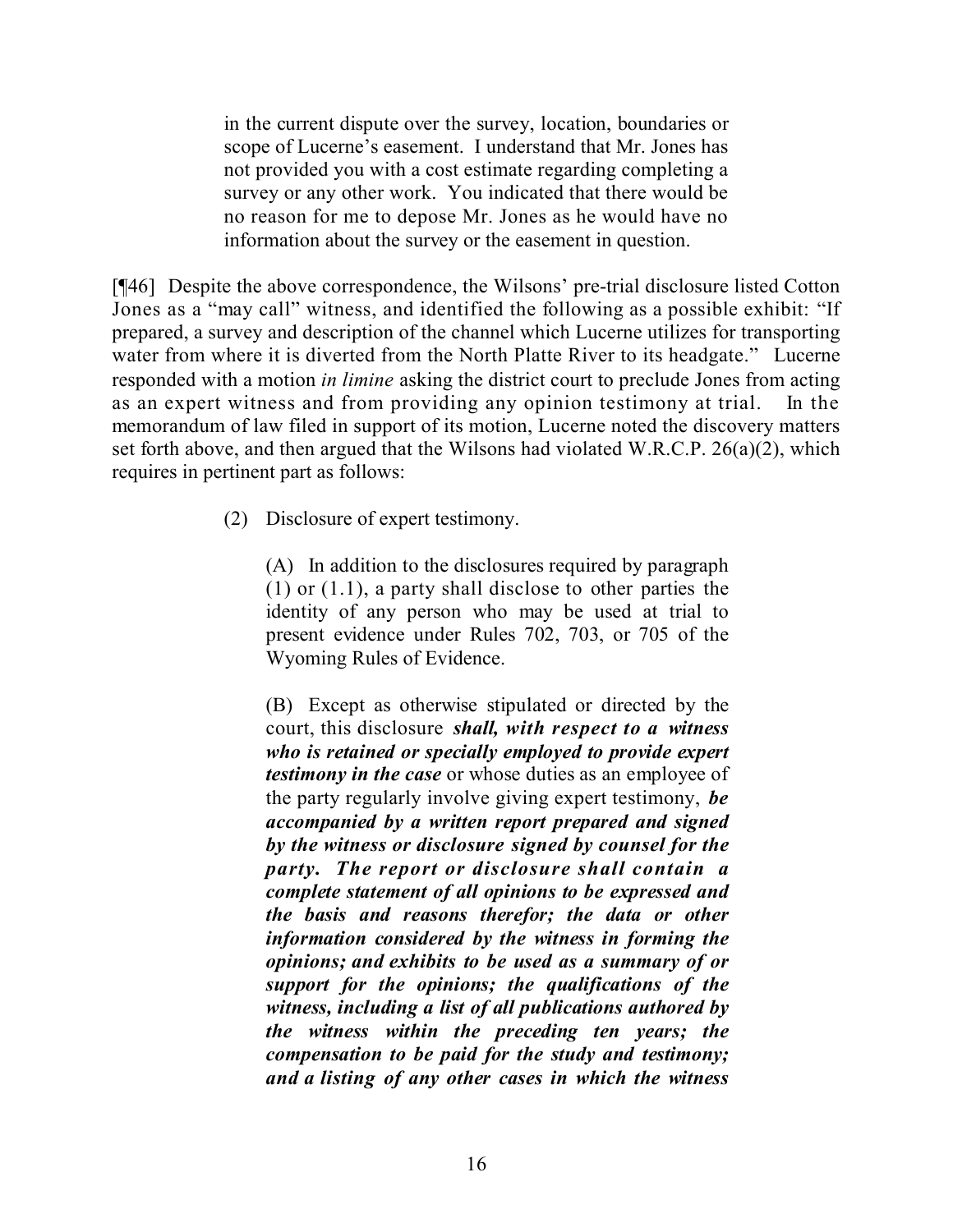> in the current dispute over the survey, location, boundaries or scope of Lucerne's easement. I understand that Mr. Jones has not provided you with a cost estimate regarding completing a survey or any other work. You indicated that there would be no reason for me to depose Mr. Jones as he would have no information about the survey or the easement in question.

[¶46] Despite the above correspondence, the Wilsons' pre-trial disclosure listed Cotton Jones as a "may call" witness, and identified the following as a possible exhibit: "If prepared, a survey and description of the channel which Lucerne utilizes for transporting water from where it is diverted from the North Platte River to its headgate." Lucerne responded with a motion *in limine* asking the district court to preclude Jones from acting as an expert witness and from providing any opinion testimony at trial. In the memorandum of law filed in support of its motion, Lucerne noted the discovery matters set forth above, and then argued that the Wilsons had violated W.R.C.P. 26(a)(2), which requires in pertinent part as follows:

> (2) Disclosure of expert testimony.
>
> (A) In addition to the disclosures required by paragraph (1) or (1.1), a party shall disclose to other parties the identity of any person who may be used at trial to present evidence under Rules 702, 703, or 705 of the Wyoming Rules of Evidence.
>
> (B) Except as otherwise stipulated or directed by the court, this disclosure ***shall, with respect to a witness who is retained or specially employed to provide expert testimony in the case*** or whose duties as an employee of the party regularly involve giving expert testimony, ***be accompanied by a written report prepared and signed by the witness or disclosure signed by counsel for the party. The report or disclosure shall contain a complete statement of all opinions to be expressed and the basis and reasons therefor; the data or other information considered by the witness in forming the opinions; and exhibits to be used as a summary of or support for the opinions; the qualifications of the witness, including a list of all publications authored by the witness within the preceding ten years; the compensation to be paid for the study and testimony; and a listing of any other cases in which the witness***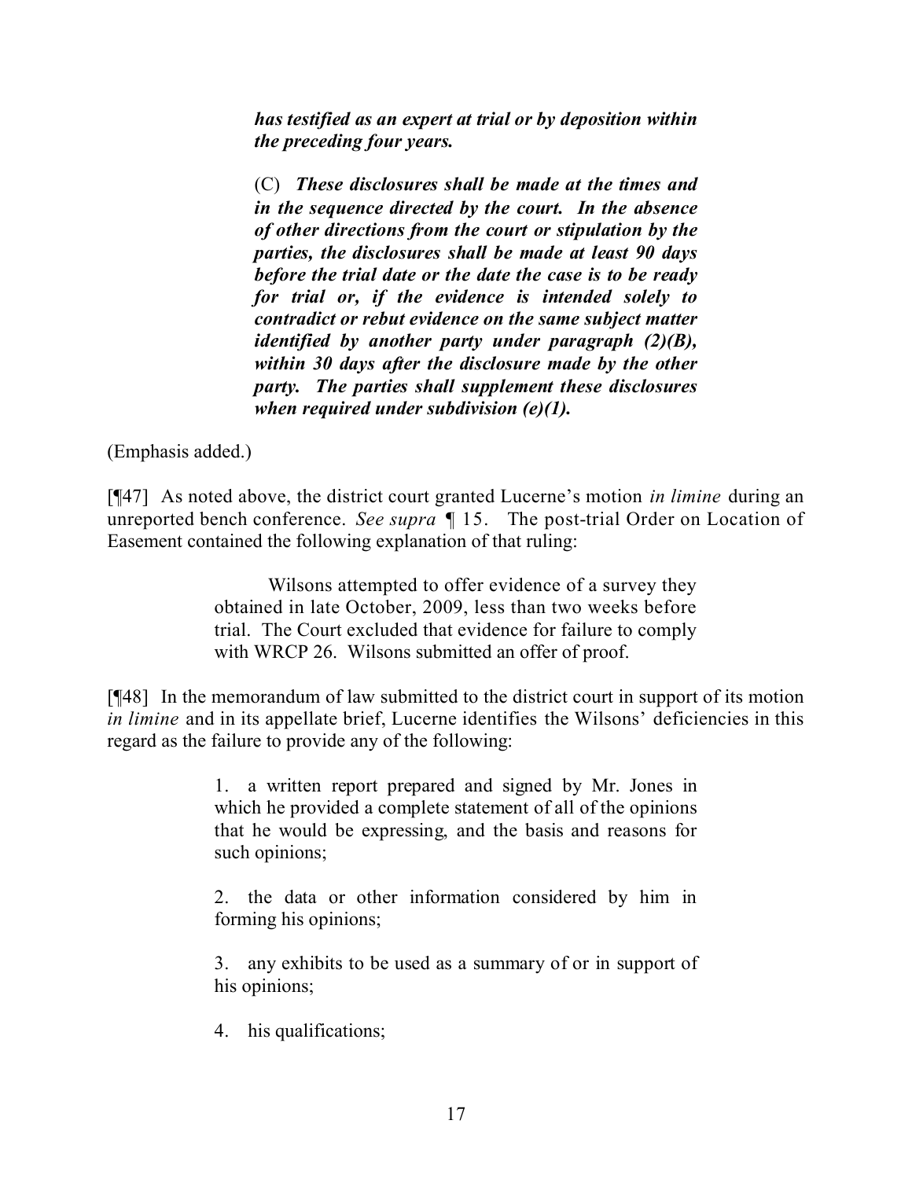> ***has testified as an expert at trial or by deposition within the preceding four years.***
>
> (C) ***These disclosures shall be made at the times and in the sequence directed by the court. In the absence of other directions from the court or stipulation by the parties, the disclosures shall be made at least 90 days before the trial date or the date the case is to be ready for trial or, if the evidence is intended solely to contradict or rebut evidence on the same subject matter identified by another party under paragraph (2)(B), within 30 days after the disclosure made by the other party. The parties shall supplement these disclosures when required under subdivision (e)(1).***

(Emphasis added.)

[¶47] As noted above, the district court granted Lucerne's motion *in limine* during an unreported bench conference. *See supra* ¶ 15. The post-trial Order on Location of Easement contained the following explanation of that ruling:

> Wilsons attempted to offer evidence of a survey they obtained in late October, 2009, less than two weeks before trial. The Court excluded that evidence for failure to comply with WRCP 26. Wilsons submitted an offer of proof.

[¶48] In the memorandum of law submitted to the district court in support of its motion *in limine* and in its appellate brief, Lucerne identifies the Wilsons' deficiencies in this regard as the failure to provide any of the following:

> 1. a written report prepared and signed by Mr. Jones in which he provided a complete statement of all of the opinions that he would be expressing, and the basis and reasons for such opinions;
>
> 2. the data or other information considered by him in forming his opinions;
>
> 3. any exhibits to be used as a summary of or in support of his opinions;
>
> 4. his qualifications;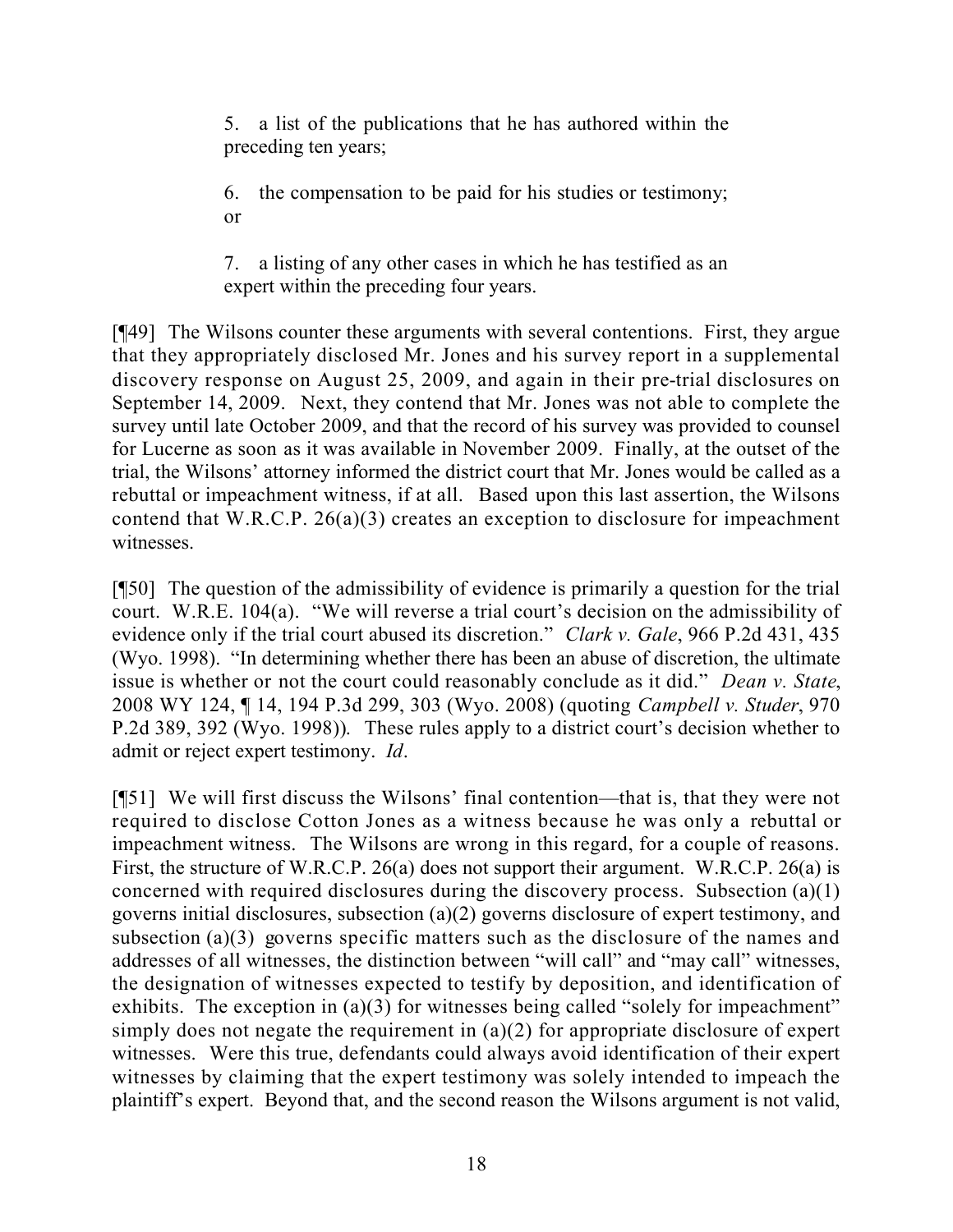> 5. a list of the publications that he has authored within the preceding ten years;
>
> 6. the compensation to be paid for his studies or testimony; or
>
> 7. a listing of any other cases in which he has testified as an expert within the preceding four years.

[¶49] The Wilsons counter these arguments with several contentions. First, they argue that they appropriately disclosed Mr. Jones and his survey report in a supplemental discovery response on August 25, 2009, and again in their pre-trial disclosures on September 14, 2009. Next, they contend that Mr. Jones was not able to complete the survey until late October 2009, and that the record of his survey was provided to counsel for Lucerne as soon as it was available in November 2009. Finally, at the outset of the trial, the Wilsons' attorney informed the district court that Mr. Jones would be called as a rebuttal or impeachment witness, if at all. Based upon this last assertion, the Wilsons contend that W.R.C.P. 26(a)(3) creates an exception to disclosure for impeachment witnesses.

[¶50] The question of the admissibility of evidence is primarily a question for the trial court. W.R.E. 104(a). "We will reverse a trial court's decision on the admissibility of evidence only if the trial court abused its discretion." *Clark v. Gale*, 966 P.2d 431, 435 (Wyo. 1998). "In determining whether there has been an abuse of discretion, the ultimate issue is whether or not the court could reasonably conclude as it did." *Dean v. State*, 2008 WY 124, ¶ 14, 194 P.3d 299, 303 (Wyo. 2008) (quoting *Campbell v. Studer*, 970 P.2d 389, 392 (Wyo. 1998)). These rules apply to a district court's decision whether to admit or reject expert testimony. *Id*.

[¶51] We will first discuss the Wilsons' final contention—that is, that they were not required to disclose Cotton Jones as a witness because he was only a rebuttal or impeachment witness. The Wilsons are wrong in this regard, for a couple of reasons. First, the structure of W.R.C.P. 26(a) does not support their argument. W.R.C.P. 26(a) is concerned with required disclosures during the discovery process. Subsection (a)(1) governs initial disclosures, subsection (a)(2) governs disclosure of expert testimony, and subsection (a)(3) governs specific matters such as the disclosure of the names and addresses of all witnesses, the distinction between "will call" and "may call" witnesses, the designation of witnesses expected to testify by deposition, and identification of exhibits. The exception in (a)(3) for witnesses being called "solely for impeachment" simply does not negate the requirement in (a)(2) for appropriate disclosure of expert witnesses. Were this true, defendants could always avoid identification of their expert witnesses by claiming that the expert testimony was solely intended to impeach the plaintiff's expert. Beyond that, and the second reason the Wilsons argument is not valid,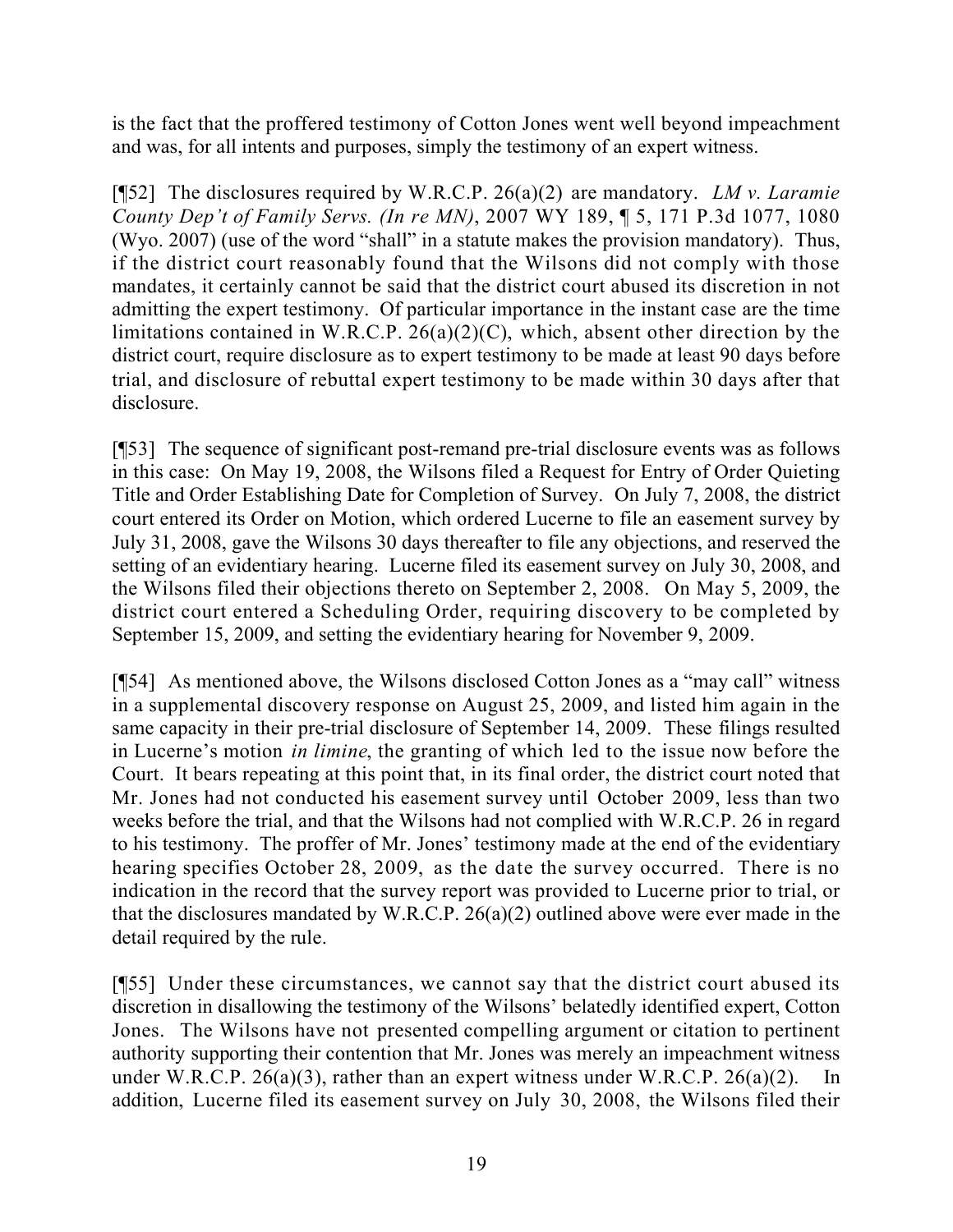is the fact that the proffered testimony of Cotton Jones went well beyond impeachment and was, for all intents and purposes, simply the testimony of an expert witness.

[¶52] The disclosures required by W.R.C.P. 26(a)(2) are mandatory. *LM v. Laramie County Dep't of Family Servs. (In re MN)*, 2007 WY 189, ¶ 5, 171 P.3d 1077, 1080 (Wyo. 2007) (use of the word "shall" in a statute makes the provision mandatory). Thus, if the district court reasonably found that the Wilsons did not comply with those mandates, it certainly cannot be said that the district court abused its discretion in not admitting the expert testimony. Of particular importance in the instant case are the time limitations contained in W.R.C.P. 26(a)(2)(C), which, absent other direction by the district court, require disclosure as to expert testimony to be made at least 90 days before trial, and disclosure of rebuttal expert testimony to be made within 30 days after that disclosure.

[¶53] The sequence of significant post-remand pre-trial disclosure events was as follows in this case: On May 19, 2008, the Wilsons filed a Request for Entry of Order Quieting Title and Order Establishing Date for Completion of Survey. On July 7, 2008, the district court entered its Order on Motion, which ordered Lucerne to file an easement survey by July 31, 2008, gave the Wilsons 30 days thereafter to file any objections, and reserved the setting of an evidentiary hearing. Lucerne filed its easement survey on July 30, 2008, and the Wilsons filed their objections thereto on September 2, 2008. On May 5, 2009, the district court entered a Scheduling Order, requiring discovery to be completed by September 15, 2009, and setting the evidentiary hearing for November 9, 2009.

[¶54] As mentioned above, the Wilsons disclosed Cotton Jones as a "may call" witness in a supplemental discovery response on August 25, 2009, and listed him again in the same capacity in their pre-trial disclosure of September 14, 2009. These filings resulted in Lucerne's motion *in limine*, the granting of which led to the issue now before the Court. It bears repeating at this point that, in its final order, the district court noted that Mr. Jones had not conducted his easement survey until October 2009, less than two weeks before the trial, and that the Wilsons had not complied with W.R.C.P. 26 in regard to his testimony. The proffer of Mr. Jones' testimony made at the end of the evidentiary hearing specifies October 28, 2009, as the date the survey occurred. There is no indication in the record that the survey report was provided to Lucerne prior to trial, or that the disclosures mandated by W.R.C.P. 26(a)(2) outlined above were ever made in the detail required by the rule.

[¶55] Under these circumstances, we cannot say that the district court abused its discretion in disallowing the testimony of the Wilsons' belatedly identified expert, Cotton Jones. The Wilsons have not presented compelling argument or citation to pertinent authority supporting their contention that Mr. Jones was merely an impeachment witness under W.R.C.P. 26(a)(3), rather than an expert witness under W.R.C.P. 26(a)(2). In addition, Lucerne filed its easement survey on July 30, 2008, the Wilsons filed their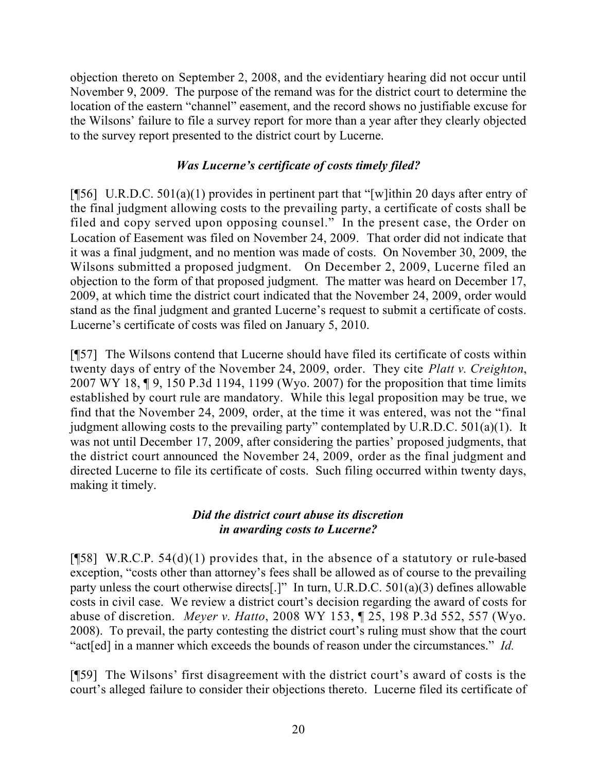objection thereto on September 2, 2008, and the evidentiary hearing did not occur until November 9, 2009. The purpose of the remand was for the district court to determine the location of the eastern "channel" easement, and the record shows no justifiable excuse for the Wilsons' failure to file a survey report for more than a year after they clearly objected to the survey report presented to the district court by Lucerne.

### *Was Lucerne's certificate of costs timely filed?*

[¶56] U.R.D.C. 501(a)(1) provides in pertinent part that "[w]ithin 20 days after entry of the final judgment allowing costs to the prevailing party, a certificate of costs shall be filed and copy served upon opposing counsel." In the present case, the Order on Location of Easement was filed on November 24, 2009. That order did not indicate that it was a final judgment, and no mention was made of costs. On November 30, 2009, the Wilsons submitted a proposed judgment. On December 2, 2009, Lucerne filed an objection to the form of that proposed judgment. The matter was heard on December 17, 2009, at which time the district court indicated that the November 24, 2009, order would stand as the final judgment and granted Lucerne's request to submit a certificate of costs. Lucerne's certificate of costs was filed on January 5, 2010.

[¶57] The Wilsons contend that Lucerne should have filed its certificate of costs within twenty days of entry of the November 24, 2009, order. They cite *Platt v. Creighton*, 2007 WY 18, ¶ 9, 150 P.3d 1194, 1199 (Wyo. 2007) for the proposition that time limits established by court rule are mandatory. While this legal proposition may be true, we find that the November 24, 2009, order, at the time it was entered, was not the "final judgment allowing costs to the prevailing party" contemplated by U.R.D.C. 501(a)(1). It was not until December 17, 2009, after considering the parties' proposed judgments, that the district court announced the November 24, 2009, order as the final judgment and directed Lucerne to file its certificate of costs. Such filing occurred within twenty days, making it timely.

### *Did the district court abuse its discretion in awarding costs to Lucerne?*

[¶58] W.R.C.P. 54(d)(1) provides that, in the absence of a statutory or rule-based exception, "costs other than attorney's fees shall be allowed as of course to the prevailing party unless the court otherwise directs[.]" In turn, U.R.D.C. 501(a)(3) defines allowable costs in civil case. We review a district court's decision regarding the award of costs for abuse of discretion. *Meyer v. Hatto*, 2008 WY 153, ¶ 25, 198 P.3d 552, 557 (Wyo. 2008). To prevail, the party contesting the district court's ruling must show that the court "act[ed] in a manner which exceeds the bounds of reason under the circumstances." *Id.*

[¶59] The Wilsons' first disagreement with the district court's award of costs is the court's alleged failure to consider their objections thereto. Lucerne filed its certificate of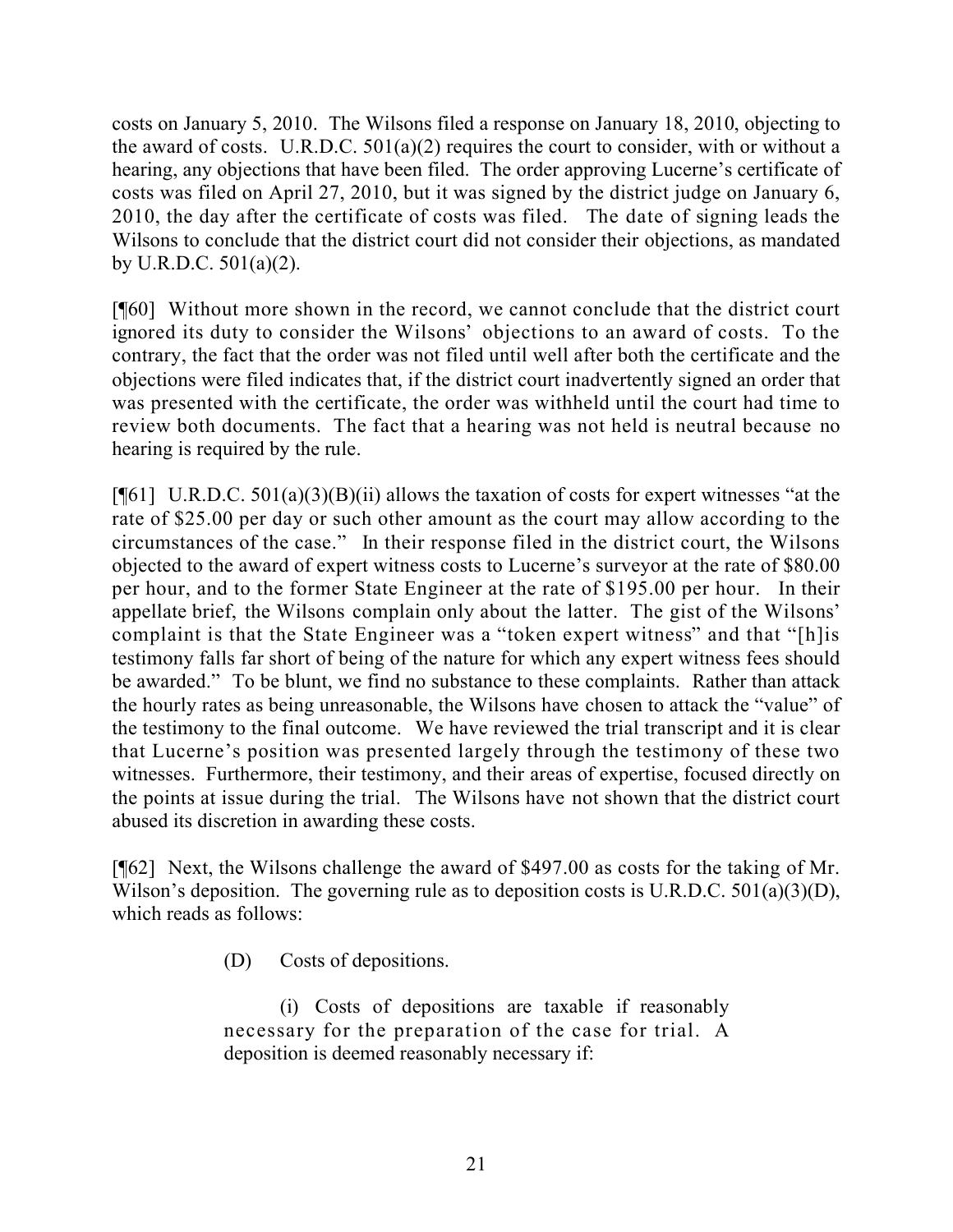costs on January 5, 2010. The Wilsons filed a response on January 18, 2010, objecting to the award of costs. U.R.D.C. 501(a)(2) requires the court to consider, with or without a hearing, any objections that have been filed. The order approving Lucerne's certificate of costs was filed on April 27, 2010, but it was signed by the district judge on January 6, 2010, the day after the certificate of costs was filed. The date of signing leads the Wilsons to conclude that the district court did not consider their objections, as mandated by U.R.D.C. 501(a)(2).

[¶60] Without more shown in the record, we cannot conclude that the district court ignored its duty to consider the Wilsons' objections to an award of costs. To the contrary, the fact that the order was not filed until well after both the certificate and the objections were filed indicates that, if the district court inadvertently signed an order that was presented with the certificate, the order was withheld until the court had time to review both documents. The fact that a hearing was not held is neutral because no hearing is required by the rule.

[¶61] U.R.D.C. 501(a)(3)(B)(ii) allows the taxation of costs for expert witnesses "at the rate of $25.00 per day or such other amount as the court may allow according to the circumstances of the case." In their response filed in the district court, the Wilsons objected to the award of expert witness costs to Lucerne's surveyor at the rate of $80.00 per hour, and to the former State Engineer at the rate of $195.00 per hour. In their appellate brief, the Wilsons complain only about the latter. The gist of the Wilsons' complaint is that the State Engineer was a "token expert witness" and that "[h]is testimony falls far short of being of the nature for which any expert witness fees should be awarded." To be blunt, we find no substance to these complaints. Rather than attack the hourly rates as being unreasonable, the Wilsons have chosen to attack the "value" of the testimony to the final outcome. We have reviewed the trial transcript and it is clear that Lucerne's position was presented largely through the testimony of these two witnesses. Furthermore, their testimony, and their areas of expertise, focused directly on the points at issue during the trial. The Wilsons have not shown that the district court abused its discretion in awarding these costs.

[¶62] Next, the Wilsons challenge the award of $497.00 as costs for the taking of Mr. Wilson's deposition. The governing rule as to deposition costs is U.R.D.C. 501(a)(3)(D), which reads as follows:

> (D) Costs of depositions.
>
> (i) Costs of depositions are taxable if reasonably necessary for the preparation of the case for trial. A deposition is deemed reasonably necessary if: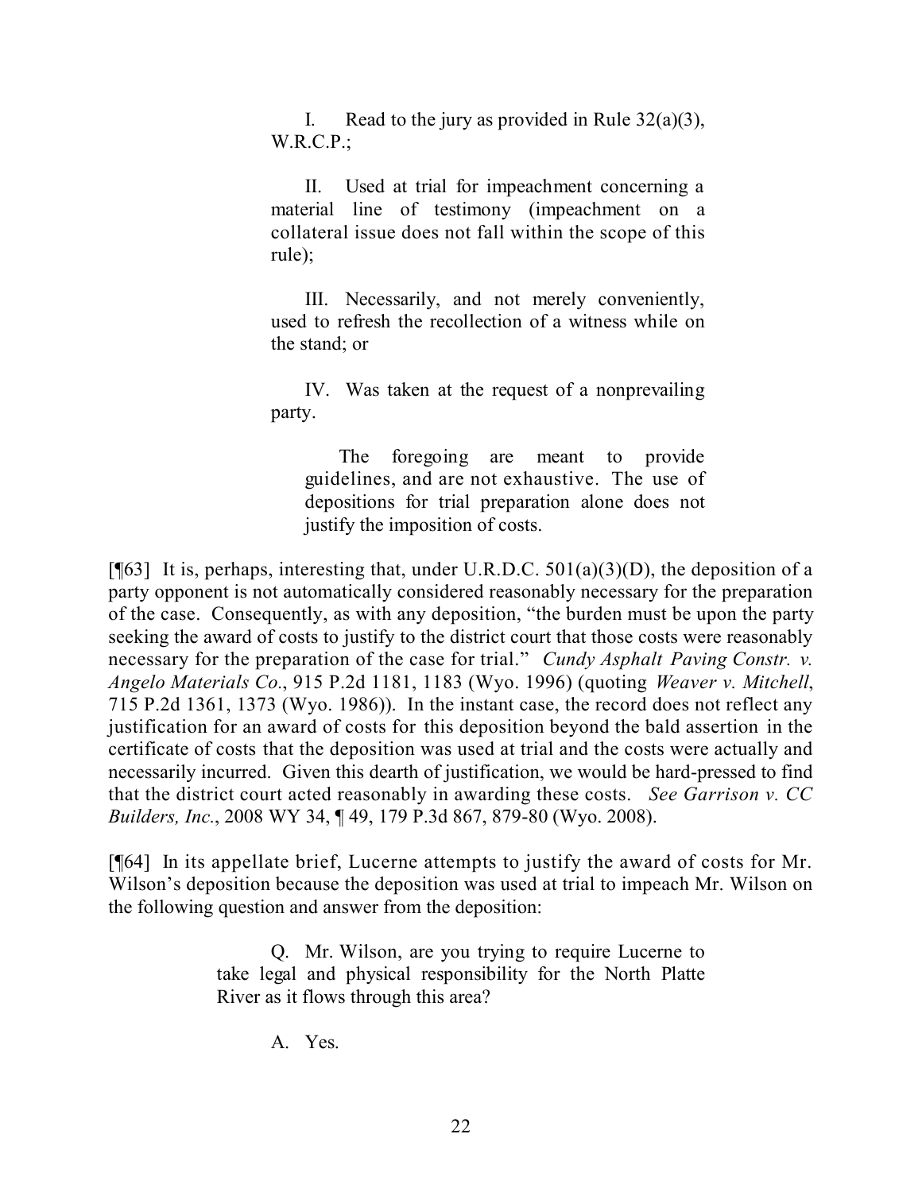> I. Read to the jury as provided in Rule 32(a)(3), W.R.C.P.;
>
> II. Used at trial for impeachment concerning a material line of testimony (impeachment on a collateral issue does not fall within the scope of this rule);
>
> III. Necessarily, and not merely conveniently, used to refresh the recollection of a witness while on the stand; or
>
> IV. Was taken at the request of a nonprevailing party.
>
>> The foregoing are meant to provide guidelines, and are not exhaustive. The use of depositions for trial preparation alone does not justify the imposition of costs.

[¶63] It is, perhaps, interesting that, under U.R.D.C. 501(a)(3)(D), the deposition of a party opponent is not automatically considered reasonably necessary for the preparation of the case. Consequently, as with any deposition, "the burden must be upon the party seeking the award of costs to justify to the district court that those costs were reasonably necessary for the preparation of the case for trial." *Cundy Asphalt Paving Constr. v. Angelo Materials Co.*, 915 P.2d 1181, 1183 (Wyo. 1996) (quoting *Weaver v. Mitchell*, 715 P.2d 1361, 1373 (Wyo. 1986)). In the instant case, the record does not reflect any justification for an award of costs for this deposition beyond the bald assertion in the certificate of costs that the deposition was used at trial and the costs were actually and necessarily incurred. Given this dearth of justification, we would be hard-pressed to find that the district court acted reasonably in awarding these costs. *See Garrison v. CC Builders, Inc.*, 2008 WY 34, ¶ 49, 179 P.3d 867, 879-80 (Wyo. 2008).

[¶64] In its appellate brief, Lucerne attempts to justify the award of costs for Mr. Wilson's deposition because the deposition was used at trial to impeach Mr. Wilson on the following question and answer from the deposition:

> Q. Mr. Wilson, are you trying to require Lucerne to take legal and physical responsibility for the North Platte River as it flows through this area?
>
> A. Yes.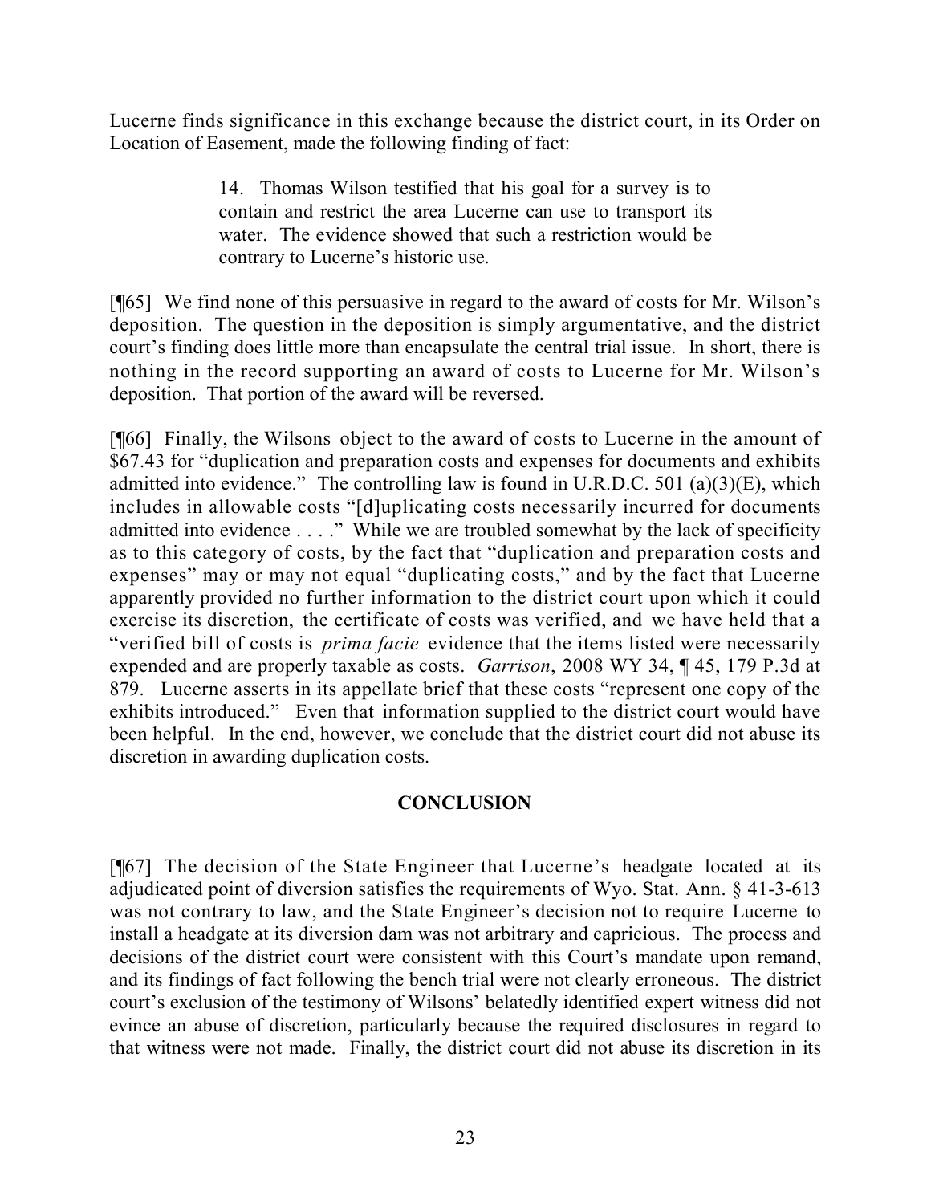Lucerne finds significance in this exchange because the district court, in its Order on Location of Easement, made the following finding of fact:

> 14. Thomas Wilson testified that his goal for a survey is to contain and restrict the area Lucerne can use to transport its water. The evidence showed that such a restriction would be contrary to Lucerne's historic use.

[¶65] We find none of this persuasive in regard to the award of costs for Mr. Wilson's deposition. The question in the deposition is simply argumentative, and the district court's finding does little more than encapsulate the central trial issue. In short, there is nothing in the record supporting an award of costs to Lucerne for Mr. Wilson's deposition. That portion of the award will be reversed.

[¶66] Finally, the Wilsons object to the award of costs to Lucerne in the amount of $67.43 for "duplication and preparation costs and expenses for documents and exhibits admitted into evidence." The controlling law is found in U.R.D.C. 501 (a)(3)(E), which includes in allowable costs "[d]uplicating costs necessarily incurred for documents admitted into evidence . . . ." While we are troubled somewhat by the lack of specificity as to this category of costs, by the fact that "duplication and preparation costs and expenses" may or may not equal "duplicating costs," and by the fact that Lucerne apparently provided no further information to the district court upon which it could exercise its discretion, the certificate of costs was verified, and we have held that a "verified bill of costs is *prima facie* evidence that the items listed were necessarily expended and are properly taxable as costs. *Garrison*, 2008 WY 34, ¶ 45, 179 P.3d at 879. Lucerne asserts in its appellate brief that these costs "represent one copy of the exhibits introduced." Even that information supplied to the district court would have been helpful. In the end, however, we conclude that the district court did not abuse its discretion in awarding duplication costs.

## CONCLUSION

[¶67] The decision of the State Engineer that Lucerne's headgate located at its adjudicated point of diversion satisfies the requirements of Wyo. Stat. Ann. § 41-3-613 was not contrary to law, and the State Engineer's decision not to require Lucerne to install a headgate at its diversion dam was not arbitrary and capricious. The process and decisions of the district court were consistent with this Court's mandate upon remand, and its findings of fact following the bench trial were not clearly erroneous. The district court's exclusion of the testimony of Wilsons' belatedly identified expert witness did not evince an abuse of discretion, particularly because the required disclosures in regard to that witness were not made. Finally, the district court did not abuse its discretion in its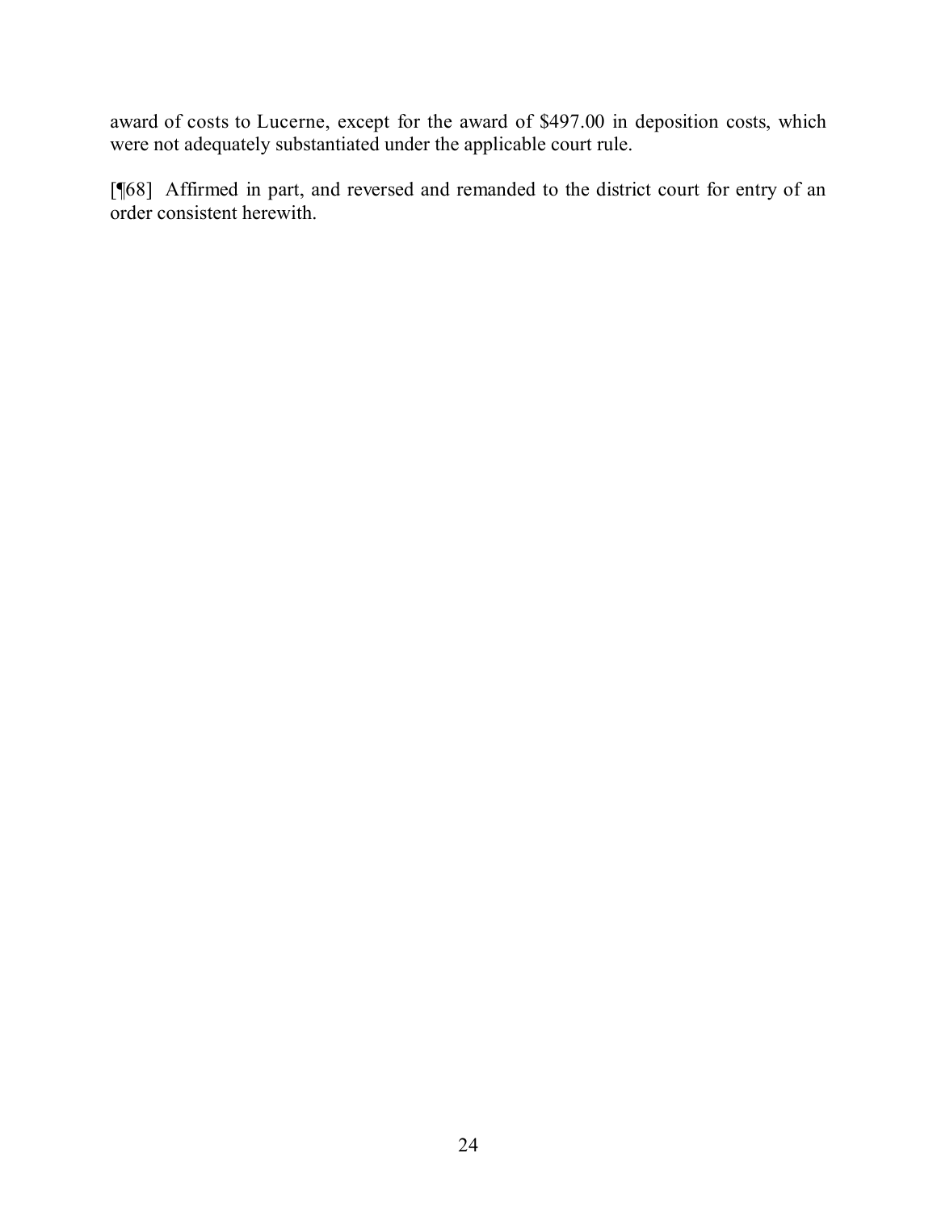award of costs to Lucerne, except for the award of $497.00 in deposition costs, which were not adequately substantiated under the applicable court rule.

[¶68] Affirmed in part, and reversed and remanded to the district court for entry of an order consistent herewith.